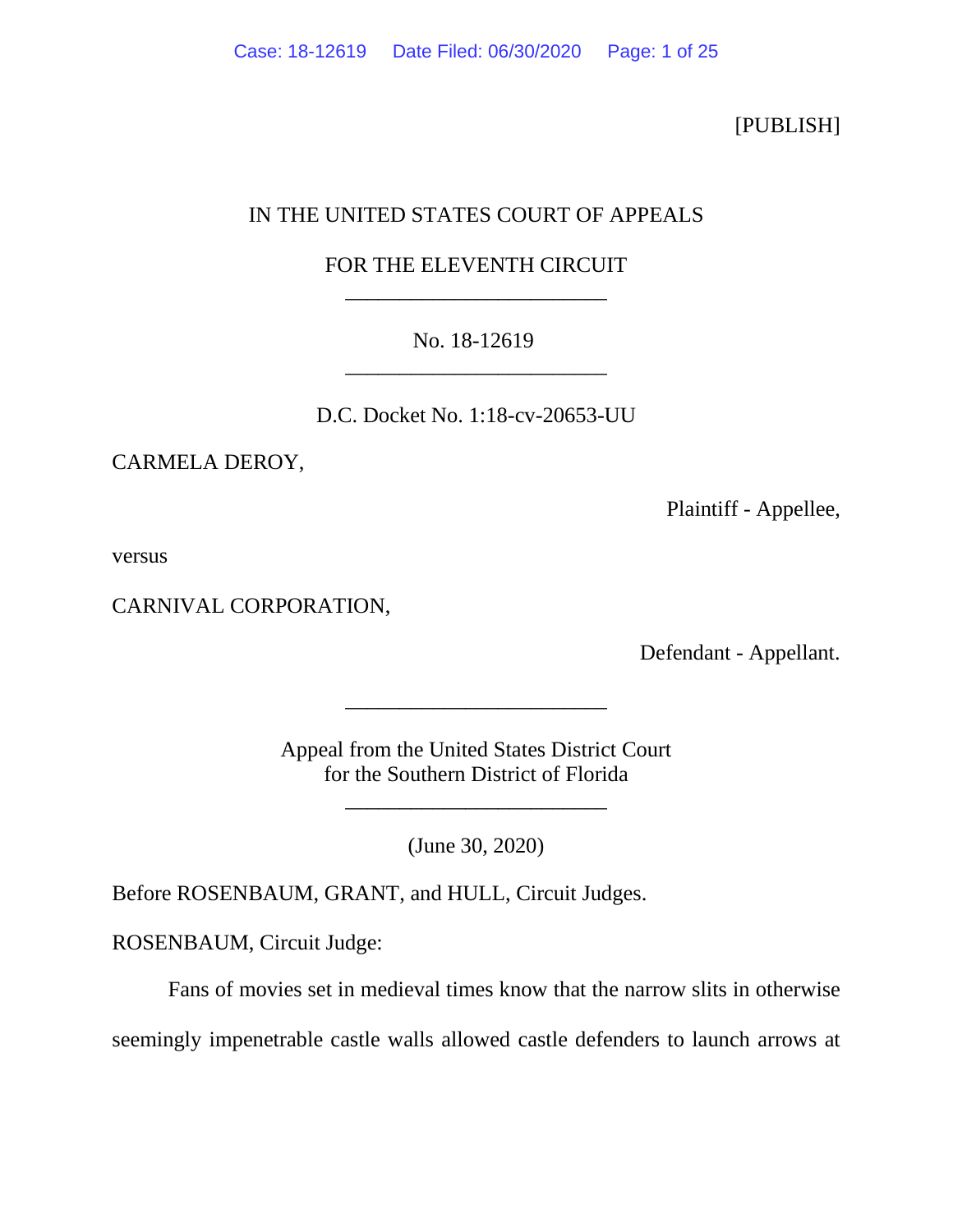[PUBLISH]

IN THE UNITED STATES COURT OF APPEALS

FOR THE ELEVENTH CIRCUIT

________________________

No. 18-12619

________________________

D.C. Docket No. 1:18-cv-20653-UU

CARMELA DEROY,

Plaintiff - Appellee,

versus

CARNIVAL CORPORATION,

Defendant - Appellant.

________________________

Appeal from the United States District Court
for the Southern District of Florida

________________________

(June 30, 2020)

Before ROSENBAUM, GRANT, and HULL, Circuit Judges.

ROSENBAUM, Circuit Judge:

Fans of movies set in medieval times know that the narrow slits in otherwise seemingly impenetrable castle walls allowed castle defenders to launch arrows at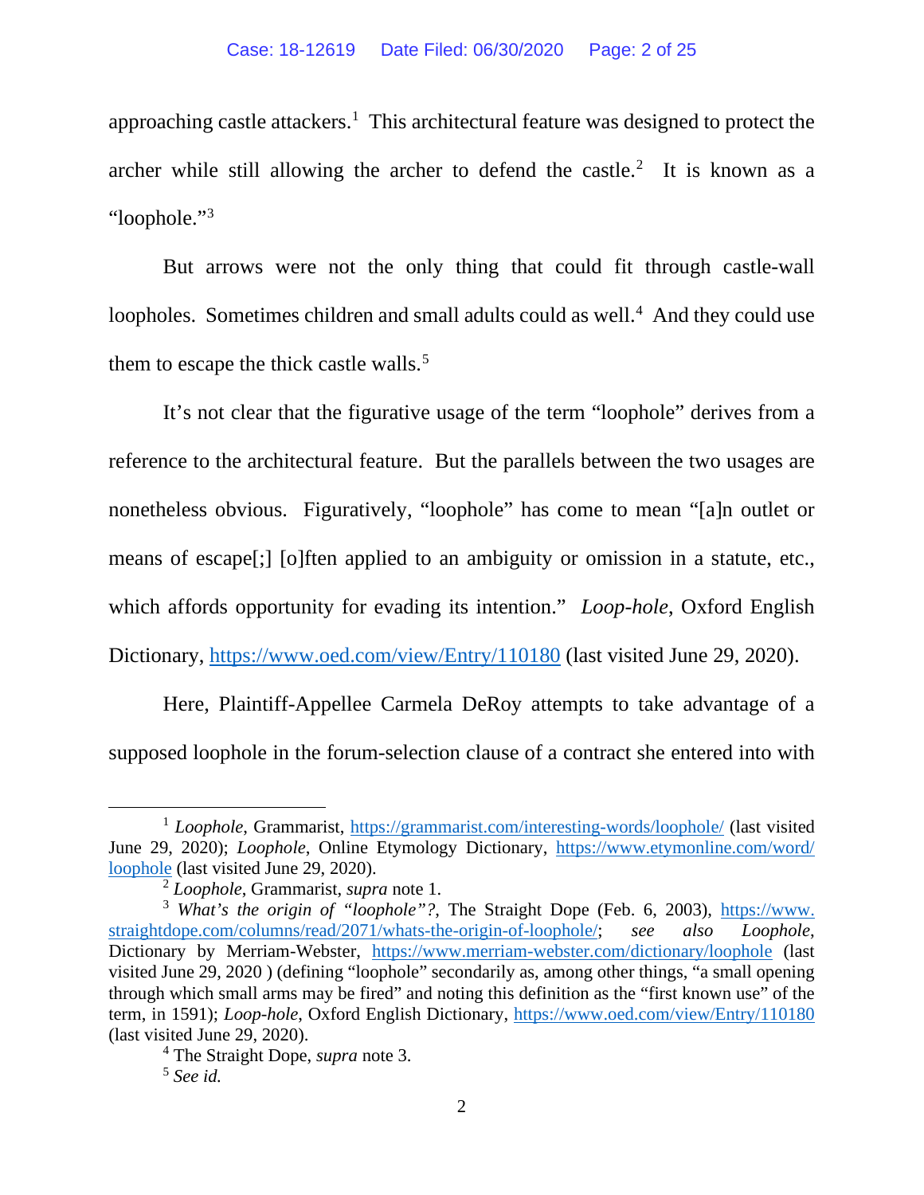approaching castle attackers.[1] This architectural feature was designed to protect the archer while still allowing the archer to defend the castle.[2] It is known as a "loophole."[3]

But arrows were not the only thing that could fit through castle-wall loopholes. Sometimes children and small adults could as well.[4] And they could use them to escape the thick castle walls.[5]

It's not clear that the figurative usage of the term "loophole" derives from a reference to the architectural feature. But the parallels between the two usages are nonetheless obvious. Figuratively, "loophole" has come to mean "[a]n outlet or means of escape[;] [o]ften applied to an ambiguity or omission in a statute, etc., which affords opportunity for evading its intention." *Loop-hole*, Oxford English Dictionary, https://www.oed.com/view/Entry/110180 (last visited June 29, 2020).

Here, Plaintiff-Appellee Carmela DeRoy attempts to take advantage of a supposed loophole in the forum-selection clause of a contract she entered into with

---

[1] *Loophole*, Grammarist, https://grammarist.com/interesting-words/loophole/ (last visited June 29, 2020); *Loophole*, Online Etymology Dictionary, https://www.etymonline.com/word/loophole (last visited June 29, 2020).

[2] *Loophole*, Grammarist, *supra* note 1.

[3] *What's the origin of "loophole"?*, The Straight Dope (Feb. 6, 2003), https://www.straightdope.com/columns/read/2071/whats-the-origin-of-loophole/; *see also Loophole*, Dictionary by Merriam-Webster, https://www.merriam-webster.com/dictionary/loophole (last visited June 29, 2020 ) (defining "loophole" secondarily as, among other things, "a small opening through which small arms may be fired" and noting this definition as the "first known use" of the term, in 1591); *Loop-hole*, Oxford English Dictionary, https://www.oed.com/view/Entry/110180 (last visited June 29, 2020).

[4] The Straight Dope, *supra* note 3.

[5] *See id.*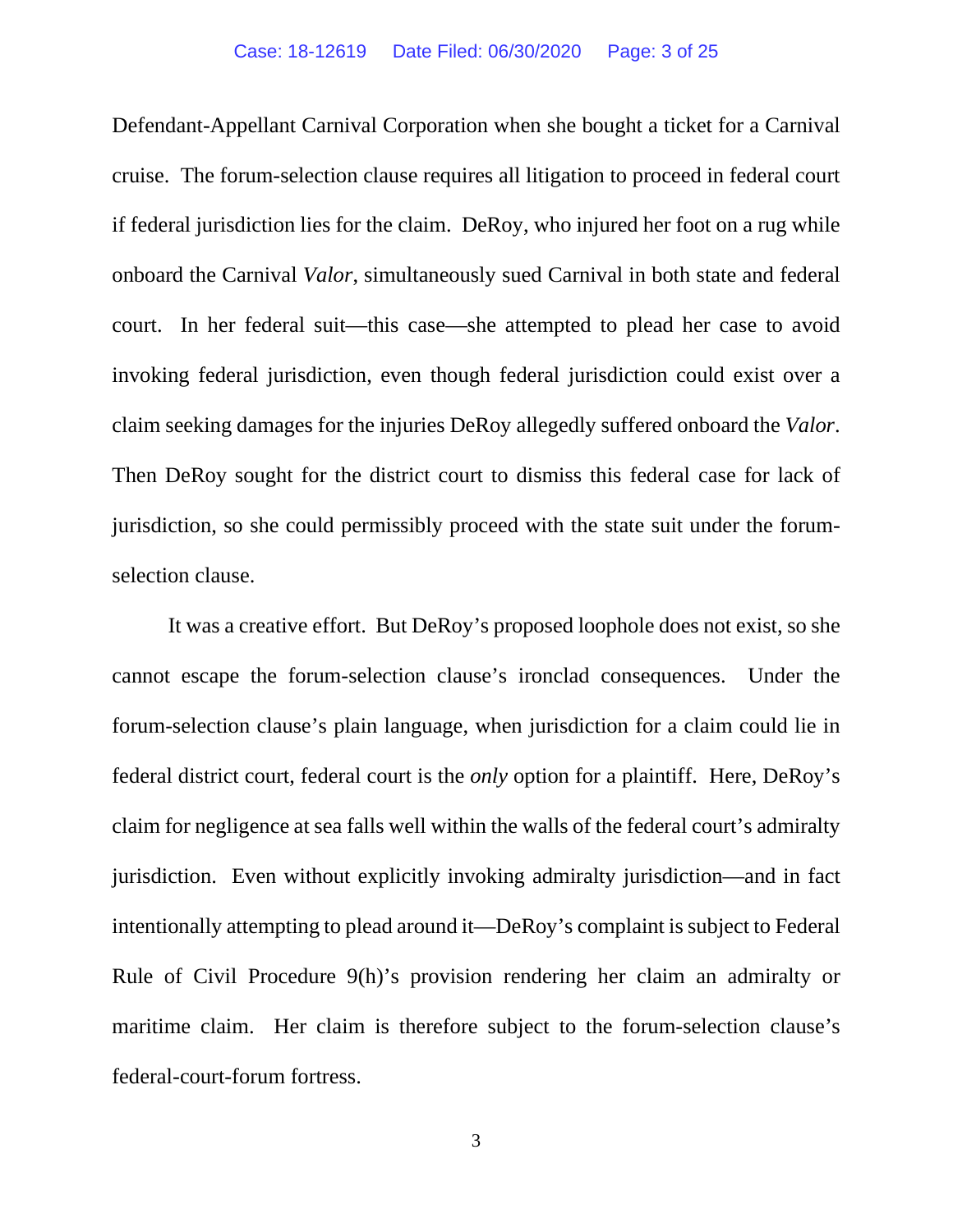Defendant-Appellant Carnival Corporation when she bought a ticket for a Carnival cruise. The forum-selection clause requires all litigation to proceed in federal court if federal jurisdiction lies for the claim. DeRoy, who injured her foot on a rug while onboard the Carnival *Valor*, simultaneously sued Carnival in both state and federal court. In her federal suit—this case—she attempted to plead her case to avoid invoking federal jurisdiction, even though federal jurisdiction could exist over a claim seeking damages for the injuries DeRoy allegedly suffered onboard the *Valor*. Then DeRoy sought for the district court to dismiss this federal case for lack of jurisdiction, so she could permissibly proceed with the state suit under the forum-selection clause.

It was a creative effort. But DeRoy's proposed loophole does not exist, so she cannot escape the forum-selection clause's ironclad consequences. Under the forum-selection clause's plain language, when jurisdiction for a claim could lie in federal district court, federal court is the *only* option for a plaintiff. Here, DeRoy's claim for negligence at sea falls well within the walls of the federal court's admiralty jurisdiction. Even without explicitly invoking admiralty jurisdiction—and in fact intentionally attempting to plead around it—DeRoy's complaint is subject to Federal Rule of Civil Procedure 9(h)'s provision rendering her claim an admiralty or maritime claim. Her claim is therefore subject to the forum-selection clause's federal-court-forum fortress.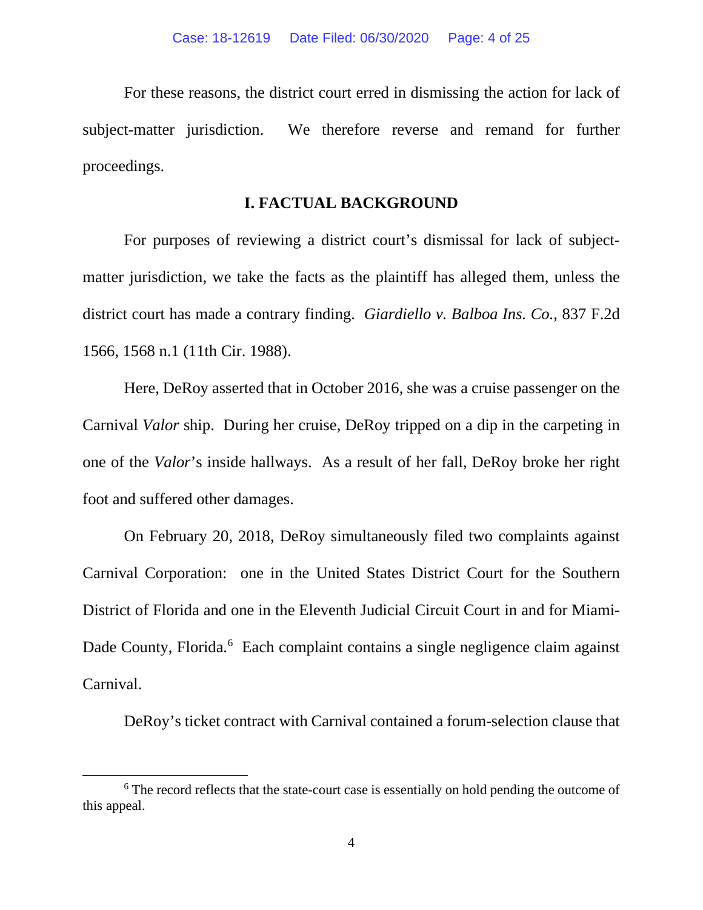For these reasons, the district court erred in dismissing the action for lack of subject-matter jurisdiction. We therefore reverse and remand for further proceedings.

## I. FACTUAL BACKGROUND

For purposes of reviewing a district court's dismissal for lack of subject-matter jurisdiction, we take the facts as the plaintiff has alleged them, unless the district court has made a contrary finding. *Giardiello v. Balboa Ins. Co.*, 837 F.2d 1566, 1568 n.1 (11th Cir. 1988).

Here, DeRoy asserted that in October 2016, she was a cruise passenger on the Carnival *Valor* ship. During her cruise, DeRoy tripped on a dip in the carpeting in one of the *Valor*'s inside hallways. As a result of her fall, DeRoy broke her right foot and suffered other damages.

On February 20, 2018, DeRoy simultaneously filed two complaints against Carnival Corporation: one in the United States District Court for the Southern District of Florida and one in the Eleventh Judicial Circuit Court in and for Miami-Dade County, Florida.[6] Each complaint contains a single negligence claim against Carnival.

DeRoy's ticket contract with Carnival contained a forum-selection clause that

[6] The record reflects that the state-court case is essentially on hold pending the outcome of this appeal.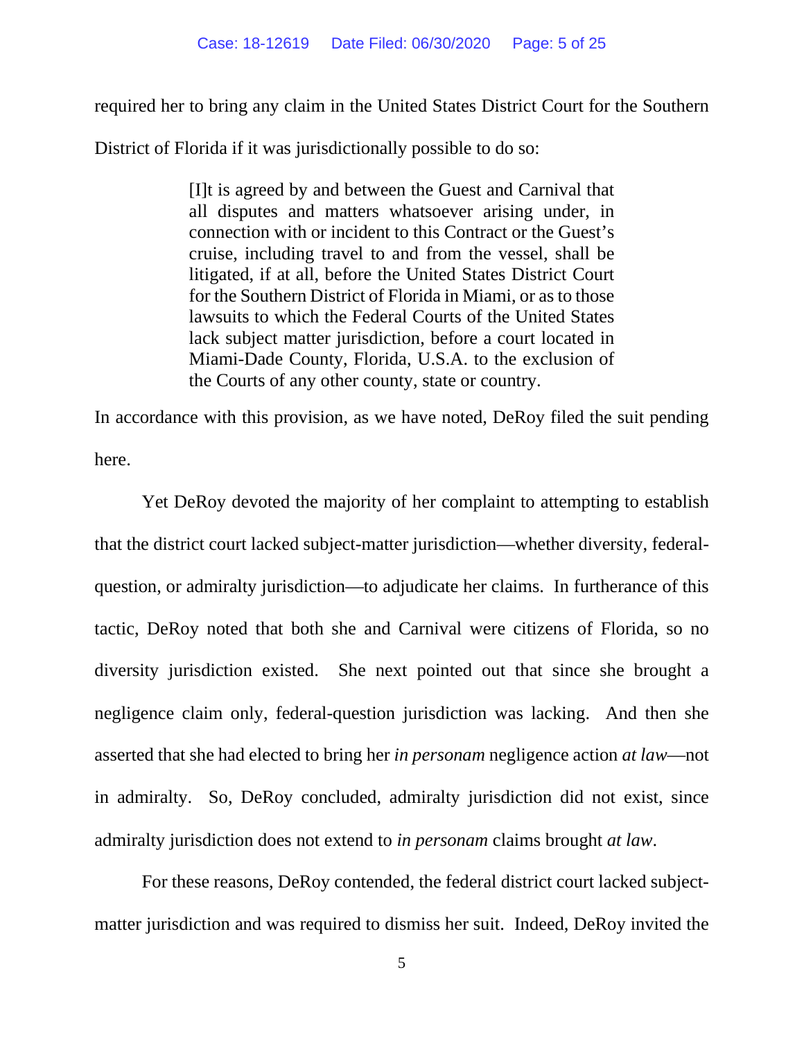required her to bring any claim in the United States District Court for the Southern District of Florida if it was jurisdictionally possible to do so:

> [I]t is agreed by and between the Guest and Carnival that all disputes and matters whatsoever arising under, in connection with or incident to this Contract or the Guest's cruise, including travel to and from the vessel, shall be litigated, if at all, before the United States District Court for the Southern District of Florida in Miami, or as to those lawsuits to which the Federal Courts of the United States lack subject matter jurisdiction, before a court located in Miami-Dade County, Florida, U.S.A. to the exclusion of the Courts of any other county, state or country.

In accordance with this provision, as we have noted, DeRoy filed the suit pending here.

Yet DeRoy devoted the majority of her complaint to attempting to establish that the district court lacked subject-matter jurisdiction—whether diversity, federal-question, or admiralty jurisdiction—to adjudicate her claims. In furtherance of this tactic, DeRoy noted that both she and Carnival were citizens of Florida, so no diversity jurisdiction existed. She next pointed out that since she brought a negligence claim only, federal-question jurisdiction was lacking. And then she asserted that she had elected to bring her *in personam* negligence action *at law*—not in admiralty. So, DeRoy concluded, admiralty jurisdiction did not exist, since admiralty jurisdiction does not extend to *in personam* claims brought *at law*.

For these reasons, DeRoy contended, the federal district court lacked subject-matter jurisdiction and was required to dismiss her suit. Indeed, DeRoy invited the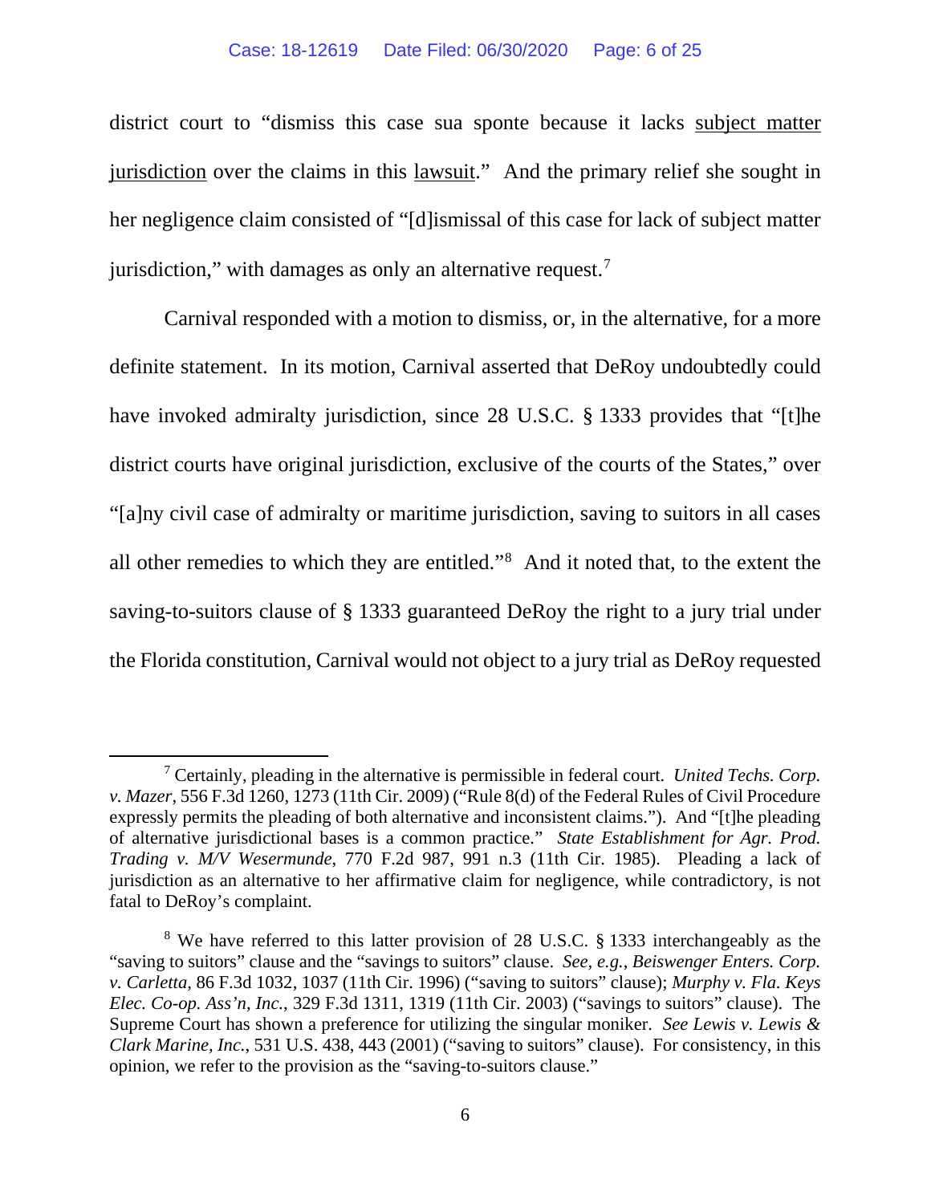district court to "dismiss this case sua sponte because it lacks subject matter jurisdiction over the claims in this lawsuit." And the primary relief she sought in her negligence claim consisted of "[d]ismissal of this case for lack of subject matter jurisdiction," with damages as only an alternative request.[7]

Carnival responded with a motion to dismiss, or, in the alternative, for a more definite statement. In its motion, Carnival asserted that DeRoy undoubtedly could have invoked admiralty jurisdiction, since 28 U.S.C. § 1333 provides that "[t]he district courts have original jurisdiction, exclusive of the courts of the States," over "[a]ny civil case of admiralty or maritime jurisdiction, saving to suitors in all cases all other remedies to which they are entitled."[8] And it noted that, to the extent the saving-to-suitors clause of § 1333 guaranteed DeRoy the right to a jury trial under the Florida constitution, Carnival would not object to a jury trial as DeRoy requested

---

[7] Certainly, pleading in the alternative is permissible in federal court. *United Techs. Corp. v. Mazer*, 556 F.3d 1260, 1273 (11th Cir. 2009) ("Rule 8(d) of the Federal Rules of Civil Procedure expressly permits the pleading of both alternative and inconsistent claims."). And "[t]he pleading of alternative jurisdictional bases is a common practice." *State Establishment for Agr. Prod. Trading v. M/V Wesermunde*, 770 F.2d 987, 991 n.3 (11th Cir. 1985). Pleading a lack of jurisdiction as an alternative to her affirmative claim for negligence, while contradictory, is not fatal to DeRoy's complaint.

[8] We have referred to this latter provision of 28 U.S.C. § 1333 interchangeably as the "saving to suitors" clause and the "savings to suitors" clause. *See, e.g.*, *Beiswenger Enters. Corp. v. Carletta*, 86 F.3d 1032, 1037 (11th Cir. 1996) ("saving to suitors" clause); *Murphy v. Fla. Keys Elec. Co-op. Ass'n, Inc.*, 329 F.3d 1311, 1319 (11th Cir. 2003) ("savings to suitors" clause). The Supreme Court has shown a preference for utilizing the singular moniker. *See Lewis v. Lewis & Clark Marine, Inc.*, 531 U.S. 438, 443 (2001) ("saving to suitors" clause). For consistency, in this opinion, we refer to the provision as the "saving-to-suitors clause."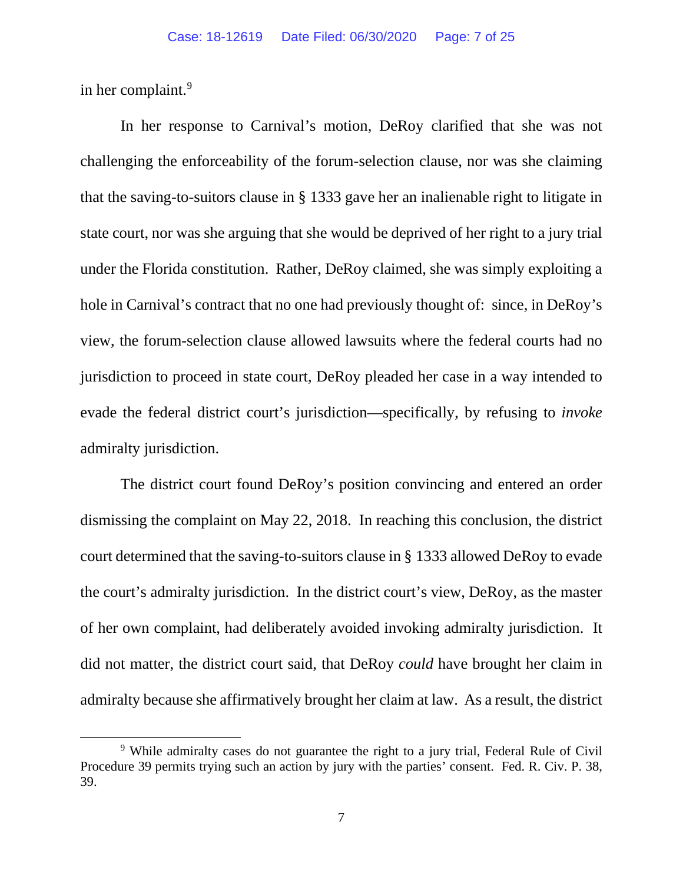in her complaint.[9]

In her response to Carnival's motion, DeRoy clarified that she was not challenging the enforceability of the forum-selection clause, nor was she claiming that the saving-to-suitors clause in § 1333 gave her an inalienable right to litigate in state court, nor was she arguing that she would be deprived of her right to a jury trial under the Florida constitution. Rather, DeRoy claimed, she was simply exploiting a hole in Carnival's contract that no one had previously thought of: since, in DeRoy's view, the forum-selection clause allowed lawsuits where the federal courts had no jurisdiction to proceed in state court, DeRoy pleaded her case in a way intended to evade the federal district court's jurisdiction—specifically, by refusing to *invoke* admiralty jurisdiction.

The district court found DeRoy's position convincing and entered an order dismissing the complaint on May 22, 2018. In reaching this conclusion, the district court determined that the saving-to-suitors clause in § 1333 allowed DeRoy to evade the court's admiralty jurisdiction. In the district court's view, DeRoy, as the master of her own complaint, had deliberately avoided invoking admiralty jurisdiction. It did not matter, the district court said, that DeRoy *could* have brought her claim in admiralty because she affirmatively brought her claim at law. As a result, the district

---

[9] While admiralty cases do not guarantee the right to a jury trial, Federal Rule of Civil Procedure 39 permits trying such an action by jury with the parties' consent. Fed. R. Civ. P. 38, 39.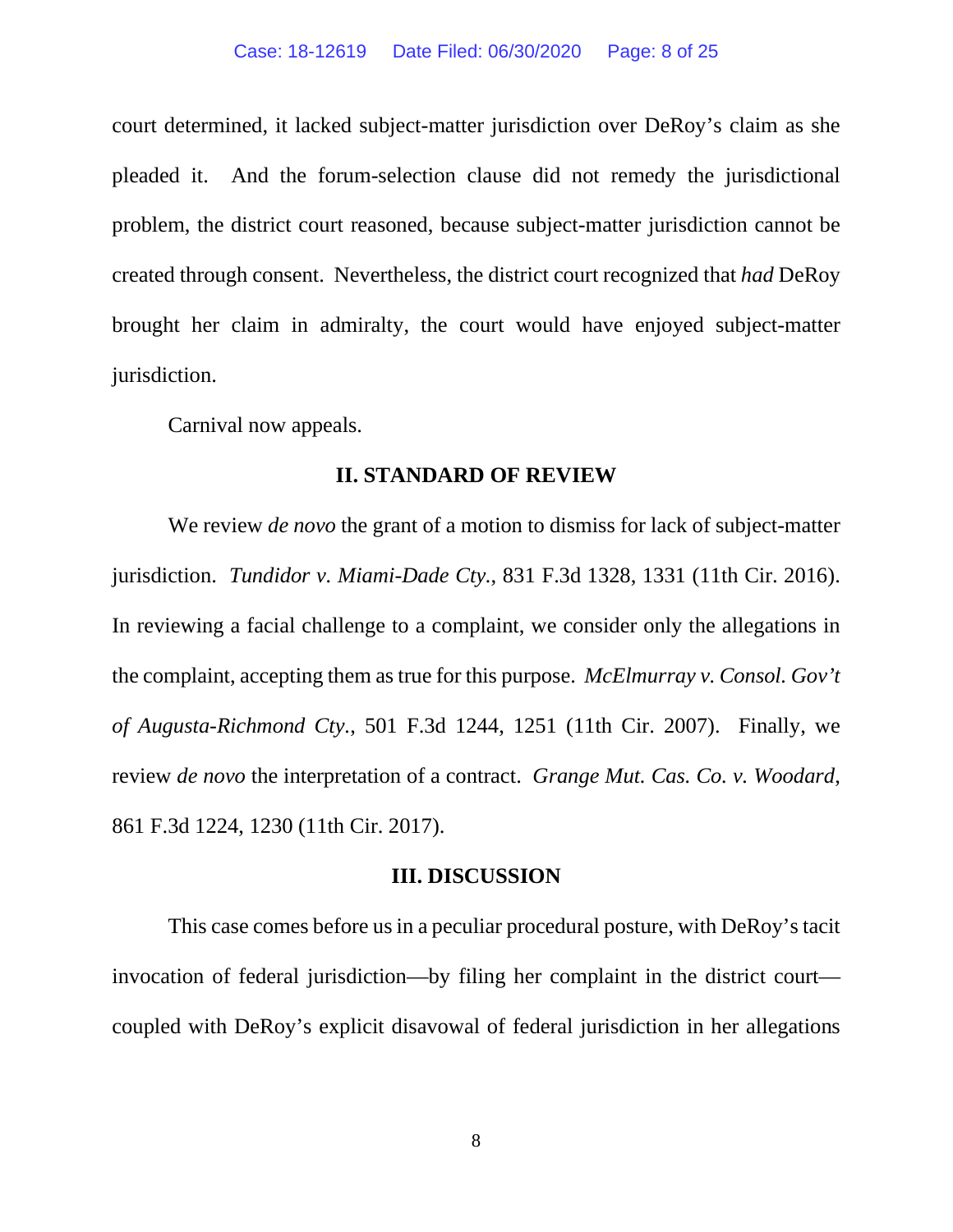court determined, it lacked subject-matter jurisdiction over DeRoy's claim as she pleaded it. And the forum-selection clause did not remedy the jurisdictional problem, the district court reasoned, because subject-matter jurisdiction cannot be created through consent. Nevertheless, the district court recognized that *had* DeRoy brought her claim in admiralty, the court would have enjoyed subject-matter jurisdiction.

Carnival now appeals.

## II. STANDARD OF REVIEW

We review *de novo* the grant of a motion to dismiss for lack of subject-matter jurisdiction. *Tundidor v. Miami-Dade Cty.*, 831 F.3d 1328, 1331 (11th Cir. 2016). In reviewing a facial challenge to a complaint, we consider only the allegations in the complaint, accepting them as true for this purpose. *McElmurray v. Consol. Gov't of Augusta-Richmond Cty.*, 501 F.3d 1244, 1251 (11th Cir. 2007). Finally, we review *de novo* the interpretation of a contract. *Grange Mut. Cas. Co. v. Woodard*, 861 F.3d 1224, 1230 (11th Cir. 2017).

## III. DISCUSSION

This case comes before us in a peculiar procedural posture, with DeRoy's tacit invocation of federal jurisdiction—by filing her complaint in the district court—coupled with DeRoy's explicit disavowal of federal jurisdiction in her allegations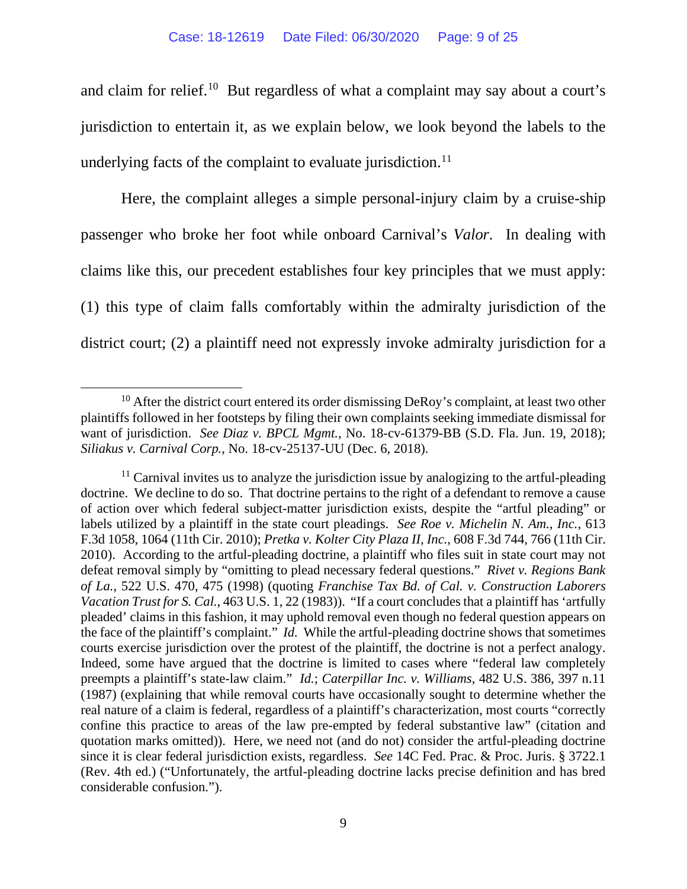and claim for relief.[10] But regardless of what a complaint may say about a court's jurisdiction to entertain it, as we explain below, we look beyond the labels to the underlying facts of the complaint to evaluate jurisdiction.[11]

Here, the complaint alleges a simple personal-injury claim by a cruise-ship passenger who broke her foot while onboard Carnival's *Valor*. In dealing with claims like this, our precedent establishes four key principles that we must apply: (1) this type of claim falls comfortably within the admiralty jurisdiction of the district court; (2) a plaintiff need not expressly invoke admiralty jurisdiction for a

---

[10] After the district court entered its order dismissing DeRoy's complaint, at least two other plaintiffs followed in her footsteps by filing their own complaints seeking immediate dismissal for want of jurisdiction. *See Diaz v. BPCL Mgmt.*, No. 18-cv-61379-BB (S.D. Fla. Jun. 19, 2018); *Siliakus v. Carnival Corp.*, No. 18-cv-25137-UU (Dec. 6, 2018).

[11] Carnival invites us to analyze the jurisdiction issue by analogizing to the artful-pleading doctrine. We decline to do so. That doctrine pertains to the right of a defendant to remove a cause of action over which federal subject-matter jurisdiction exists, despite the "artful pleading" or labels utilized by a plaintiff in the state court pleadings. *See Roe v. Michelin N. Am., Inc.*, 613 F.3d 1058, 1064 (11th Cir. 2010); *Pretka v. Kolter City Plaza II, Inc.*, 608 F.3d 744, 766 (11th Cir. 2010). According to the artful-pleading doctrine, a plaintiff who files suit in state court may not defeat removal simply by "omitting to plead necessary federal questions." *Rivet v. Regions Bank of La.*, 522 U.S. 470, 475 (1998) (quoting *Franchise Tax Bd. of Cal. v. Construction Laborers Vacation Trust for S. Cal.*, 463 U.S. 1, 22 (1983)). "If a court concludes that a plaintiff has 'artfully pleaded' claims in this fashion, it may uphold removal even though no federal question appears on the face of the plaintiff's complaint." *Id.* While the artful-pleading doctrine shows that sometimes courts exercise jurisdiction over the protest of the plaintiff, the doctrine is not a perfect analogy. Indeed, some have argued that the doctrine is limited to cases where "federal law completely preempts a plaintiff's state-law claim." *Id.*; *Caterpillar Inc. v. Williams*, 482 U.S. 386, 397 n.11 (1987) (explaining that while removal courts have occasionally sought to determine whether the real nature of a claim is federal, regardless of a plaintiff's characterization, most courts "correctly confine this practice to areas of the law pre-empted by federal substantive law" (citation and quotation marks omitted)). Here, we need not (and do not) consider the artful-pleading doctrine since it is clear federal jurisdiction exists, regardless. *See* 14C Fed. Prac. & Proc. Juris. § 3722.1 (Rev. 4th ed.) ("Unfortunately, the artful-pleading doctrine lacks precise definition and has bred considerable confusion.").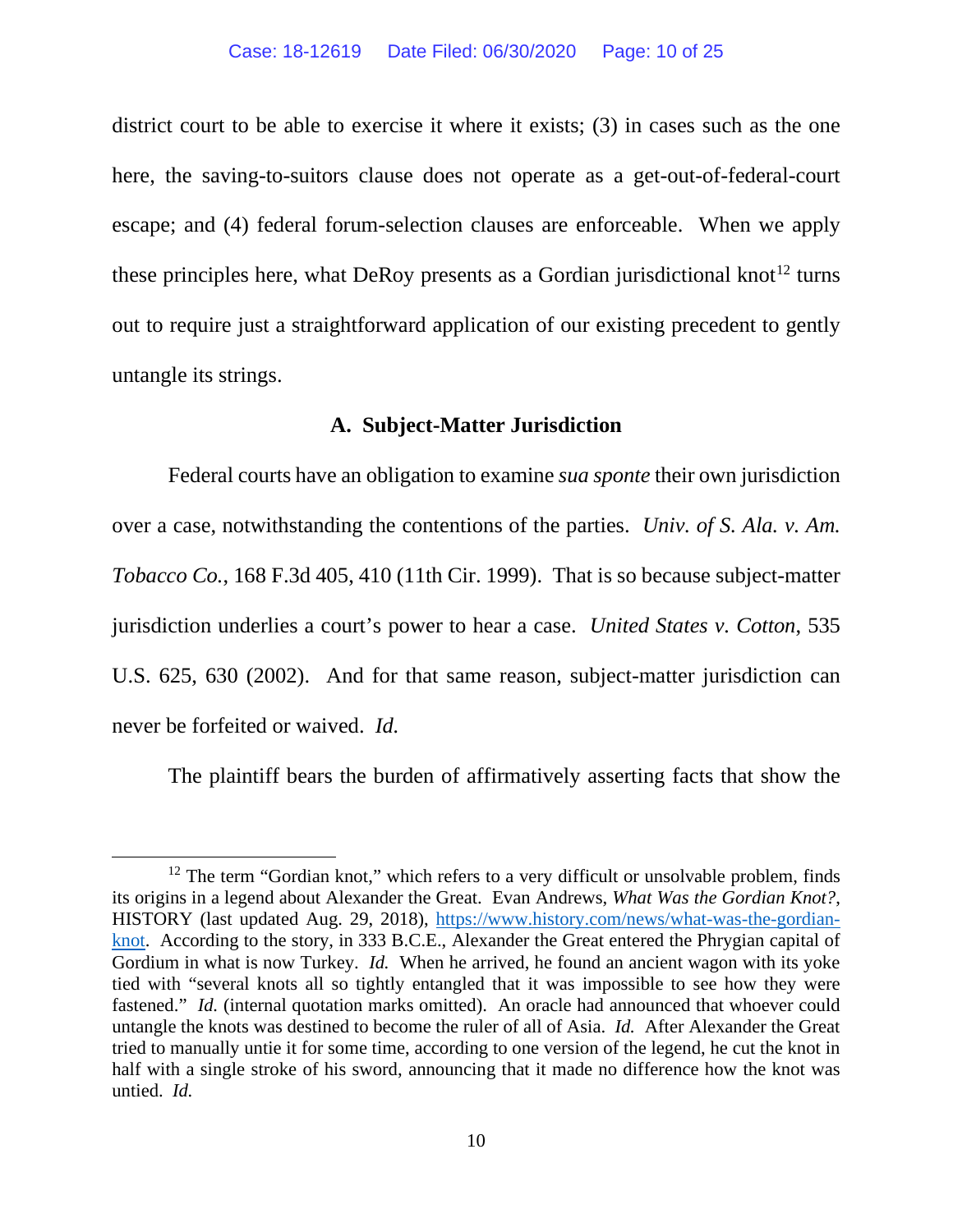district court to be able to exercise it where it exists; (3) in cases such as the one here, the saving-to-suitors clause does not operate as a get-out-of-federal-court escape; and (4) federal forum-selection clauses are enforceable. When we apply these principles here, what DeRoy presents as a Gordian jurisdictional knot[12] turns out to require just a straightforward application of our existing precedent to gently untangle its strings.

### A. Subject-Matter Jurisdiction

Federal courts have an obligation to examine *sua sponte* their own jurisdiction over a case, notwithstanding the contentions of the parties. *Univ. of S. Ala. v. Am. Tobacco Co.*, 168 F.3d 405, 410 (11th Cir. 1999). That is so because subject-matter jurisdiction underlies a court's power to hear a case. *United States v. Cotton*, 535 U.S. 625, 630 (2002). And for that same reason, subject-matter jurisdiction can never be forfeited or waived. *Id.*

The plaintiff bears the burden of affirmatively asserting facts that show the

---

[12] The term "Gordian knot," which refers to a very difficult or unsolvable problem, finds its origins in a legend about Alexander the Great. Evan Andrews, *What Was the Gordian Knot?*, HISTORY (last updated Aug. 29, 2018), https://www.history.com/news/what-was-the-gordian-knot. According to the story, in 333 B.C.E., Alexander the Great entered the Phrygian capital of Gordium in what is now Turkey. *Id.* When he arrived, he found an ancient wagon with its yoke tied with "several knots all so tightly entangled that it was impossible to see how they were fastened." *Id.* (internal quotation marks omitted). An oracle had announced that whoever could untangle the knots was destined to become the ruler of all of Asia. *Id.* After Alexander the Great tried to manually untie it for some time, according to one version of the legend, he cut the knot in half with a single stroke of his sword, announcing that it made no difference how the knot was untied. *Id.*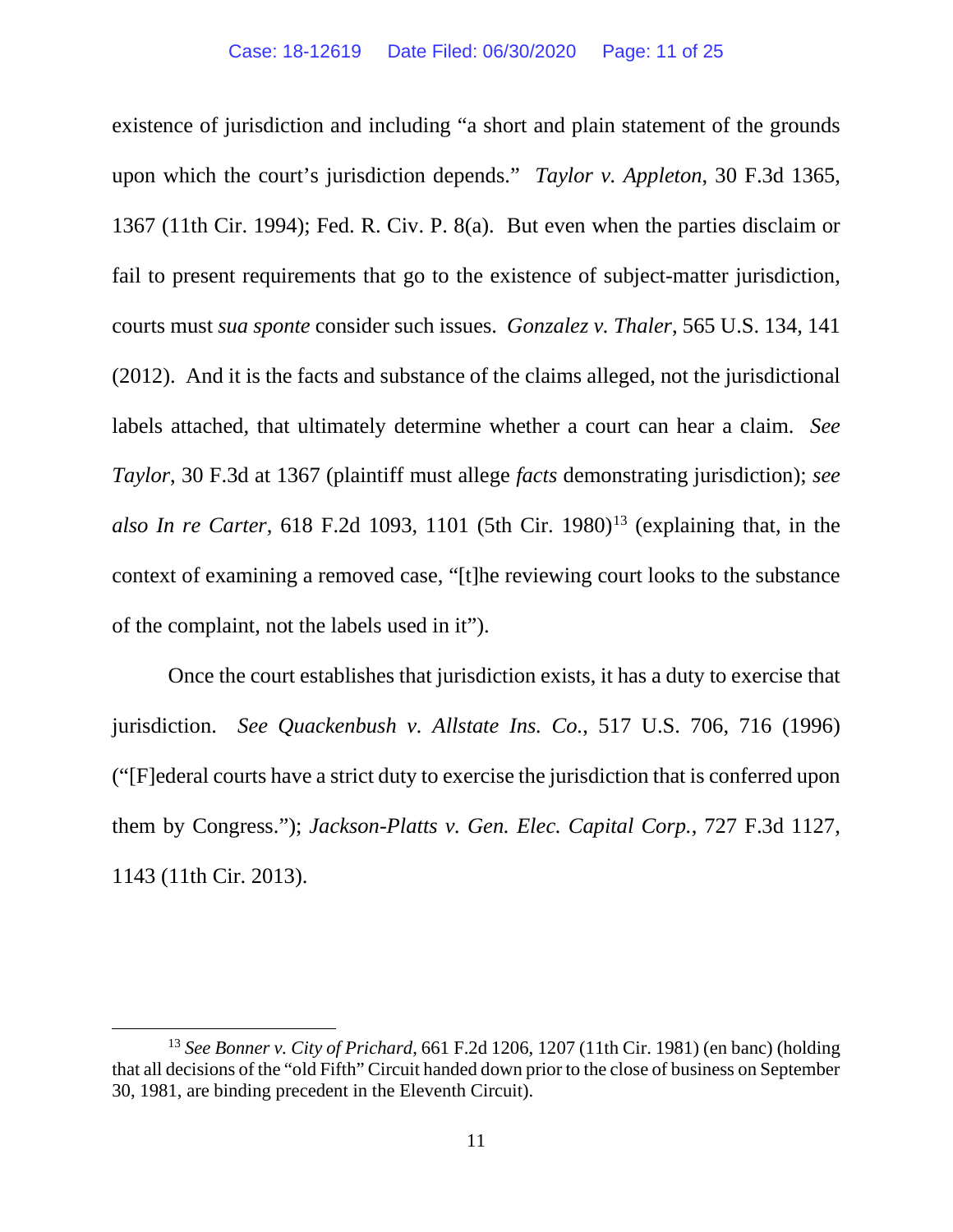existence of jurisdiction and including "a short and plain statement of the grounds upon which the court's jurisdiction depends." *Taylor v. Appleton*, 30 F.3d 1365, 1367 (11th Cir. 1994); Fed. R. Civ. P. 8(a). But even when the parties disclaim or fail to present requirements that go to the existence of subject-matter jurisdiction, courts must *sua sponte* consider such issues. *Gonzalez v. Thaler*, 565 U.S. 134, 141 (2012). And it is the facts and substance of the claims alleged, not the jurisdictional labels attached, that ultimately determine whether a court can hear a claim. *See Taylor*, 30 F.3d at 1367 (plaintiff must allege *facts* demonstrating jurisdiction); *see also In re Carter*, 618 F.2d 1093, 1101 (5th Cir. 1980)[13] (explaining that, in the context of examining a removed case, "[t]he reviewing court looks to the substance of the complaint, not the labels used in it").

Once the court establishes that jurisdiction exists, it has a duty to exercise that jurisdiction. *See Quackenbush v. Allstate Ins. Co.*, 517 U.S. 706, 716 (1996) ("[F]ederal courts have a strict duty to exercise the jurisdiction that is conferred upon them by Congress."); *Jackson-Platts v. Gen. Elec. Capital Corp.*, 727 F.3d 1127, 1143 (11th Cir. 2013).

---

[13] *See Bonner v. City of Prichard*, 661 F.2d 1206, 1207 (11th Cir. 1981) (en banc) (holding that all decisions of the "old Fifth" Circuit handed down prior to the close of business on September 30, 1981, are binding precedent in the Eleventh Circuit).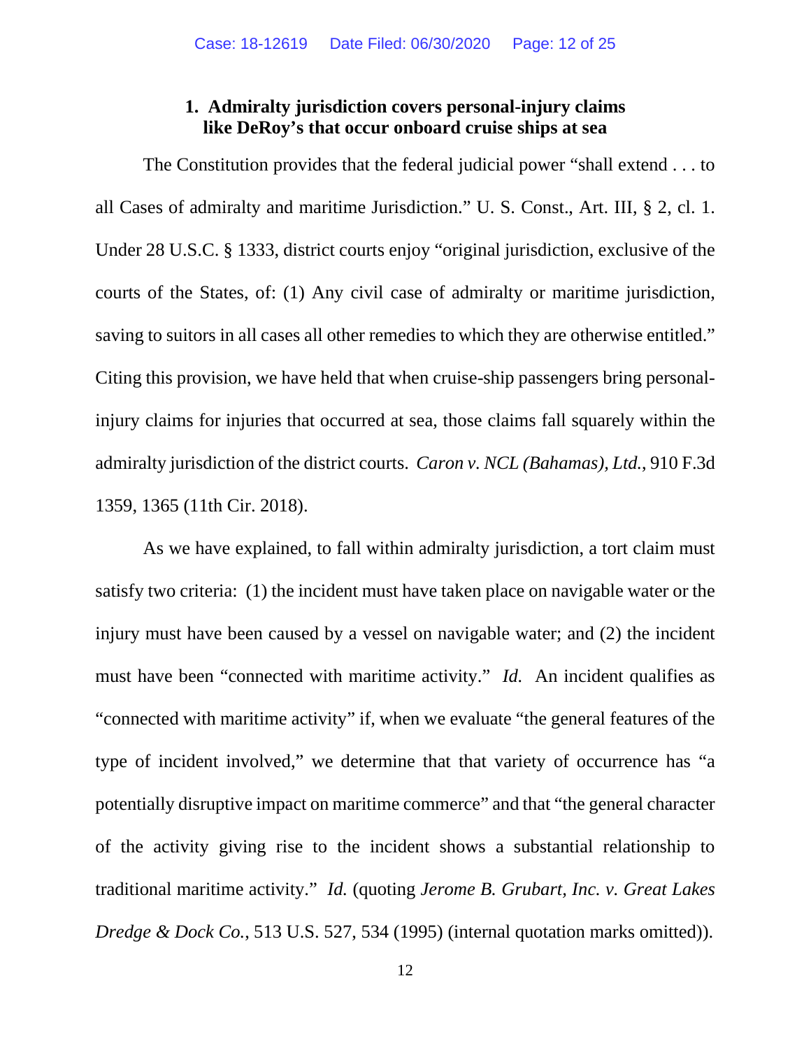### 1. Admiralty jurisdiction covers personal-injury claims like DeRoy's that occur onboard cruise ships at sea

The Constitution provides that the federal judicial power "shall extend . . . to all Cases of admiralty and maritime Jurisdiction." U. S. Const., Art. III, § 2, cl. 1. Under 28 U.S.C. § 1333, district courts enjoy "original jurisdiction, exclusive of the courts of the States, of: (1) Any civil case of admiralty or maritime jurisdiction, saving to suitors in all cases all other remedies to which they are otherwise entitled." Citing this provision, we have held that when cruise-ship passengers bring personal-injury claims for injuries that occurred at sea, those claims fall squarely within the admiralty jurisdiction of the district courts. *Caron v. NCL (Bahamas), Ltd.*, 910 F.3d 1359, 1365 (11th Cir. 2018).

As we have explained, to fall within admiralty jurisdiction, a tort claim must satisfy two criteria: (1) the incident must have taken place on navigable water or the injury must have been caused by a vessel on navigable water; and (2) the incident must have been "connected with maritime activity." *Id.* An incident qualifies as "connected with maritime activity" if, when we evaluate "the general features of the type of incident involved," we determine that that variety of occurrence has "a potentially disruptive impact on maritime commerce" and that "the general character of the activity giving rise to the incident shows a substantial relationship to traditional maritime activity." *Id.* (quoting *Jerome B. Grubart, Inc. v. Great Lakes Dredge & Dock Co.*, 513 U.S. 527, 534 (1995) (internal quotation marks omitted)).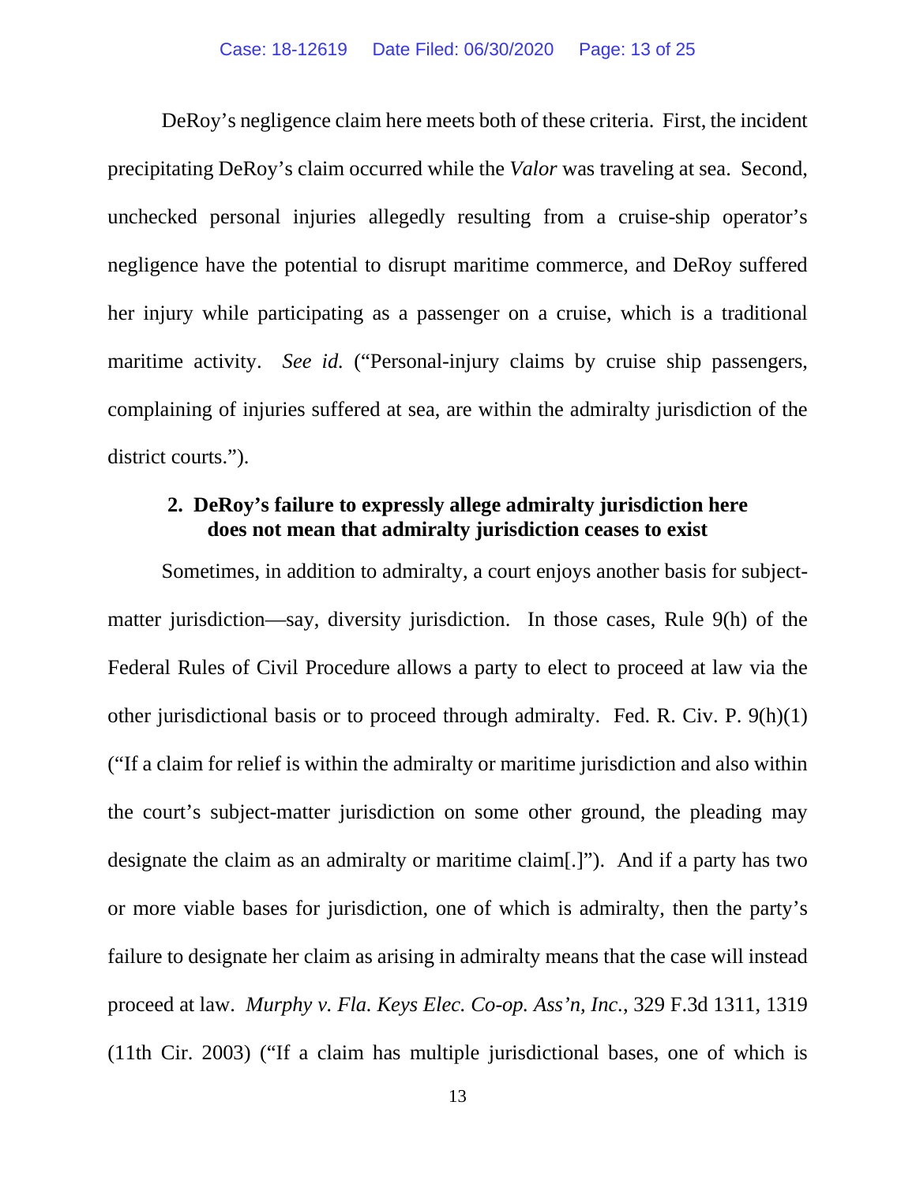DeRoy's negligence claim here meets both of these criteria. First, the incident precipitating DeRoy's claim occurred while the *Valor* was traveling at sea. Second, unchecked personal injuries allegedly resulting from a cruise-ship operator's negligence have the potential to disrupt maritime commerce, and DeRoy suffered her injury while participating as a passenger on a cruise, which is a traditional maritime activity. *See id.* ("Personal-injury claims by cruise ship passengers, complaining of injuries suffered at sea, are within the admiralty jurisdiction of the district courts.").

### 2. DeRoy's failure to expressly allege admiralty jurisdiction here does not mean that admiralty jurisdiction ceases to exist

Sometimes, in addition to admiralty, a court enjoys another basis for subject-matter jurisdiction—say, diversity jurisdiction. In those cases, Rule 9(h) of the Federal Rules of Civil Procedure allows a party to elect to proceed at law via the other jurisdictional basis or to proceed through admiralty. Fed. R. Civ. P. 9(h)(1) ("If a claim for relief is within the admiralty or maritime jurisdiction and also within the court's subject-matter jurisdiction on some other ground, the pleading may designate the claim as an admiralty or maritime claim[.]"). And if a party has two or more viable bases for jurisdiction, one of which is admiralty, then the party's failure to designate her claim as arising in admiralty means that the case will instead proceed at law. *Murphy v. Fla. Keys Elec. Co-op. Ass'n, Inc.*, 329 F.3d 1311, 1319 (11th Cir. 2003) ("If a claim has multiple jurisdictional bases, one of which is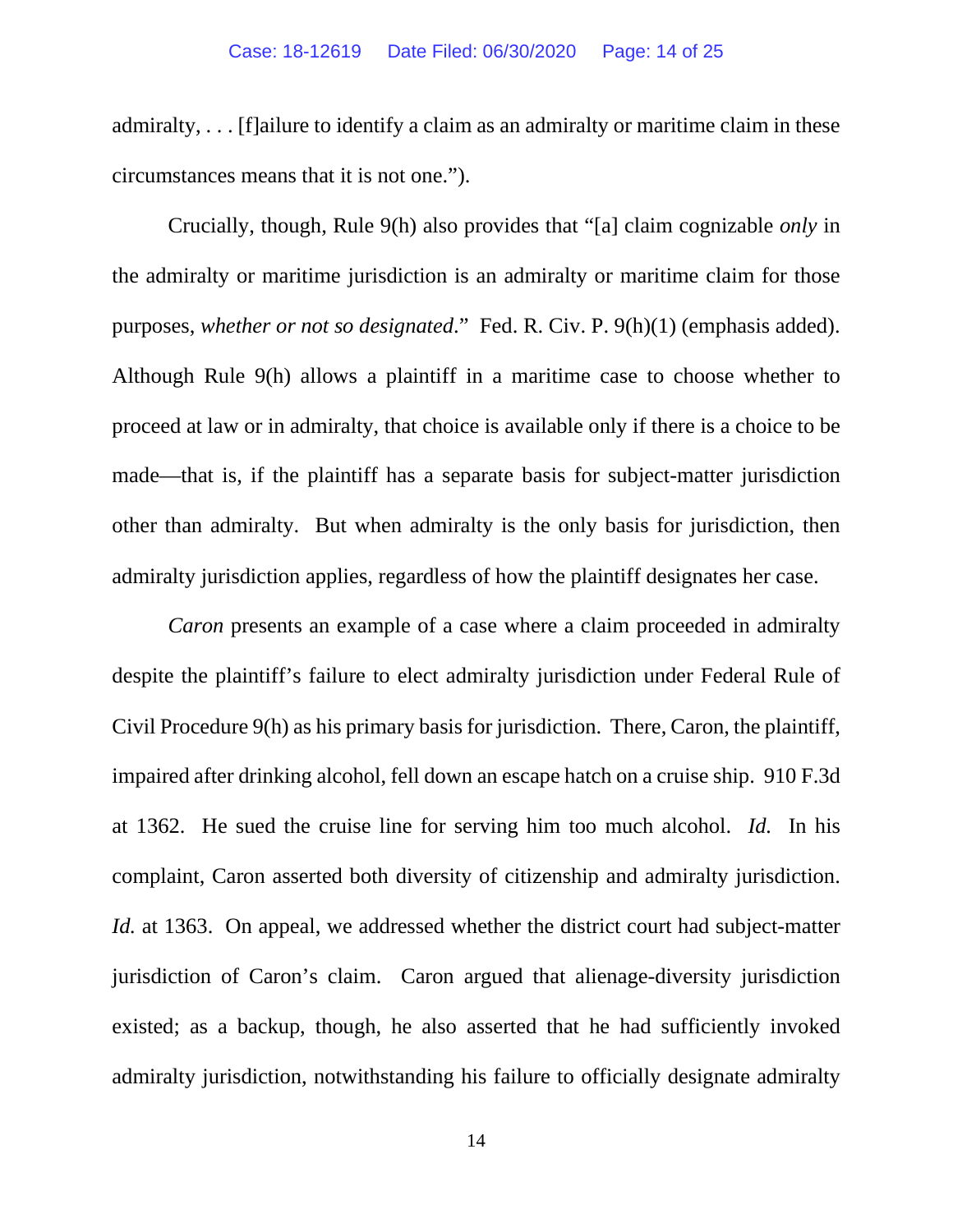admiralty, . . . [f]ailure to identify a claim as an admiralty or maritime claim in these circumstances means that it is not one.").

Crucially, though, Rule 9(h) also provides that "[a] claim cognizable *only* in the admiralty or maritime jurisdiction is an admiralty or maritime claim for those purposes, *whether or not so designated*." Fed. R. Civ. P. 9(h)(1) (emphasis added). Although Rule 9(h) allows a plaintiff in a maritime case to choose whether to proceed at law or in admiralty, that choice is available only if there is a choice to be made—that is, if the plaintiff has a separate basis for subject-matter jurisdiction other than admiralty. But when admiralty is the only basis for jurisdiction, then admiralty jurisdiction applies, regardless of how the plaintiff designates her case.

*Caron* presents an example of a case where a claim proceeded in admiralty despite the plaintiff's failure to elect admiralty jurisdiction under Federal Rule of Civil Procedure 9(h) as his primary basis for jurisdiction. There, Caron, the plaintiff, impaired after drinking alcohol, fell down an escape hatch on a cruise ship. 910 F.3d at 1362. He sued the cruise line for serving him too much alcohol. *Id.* In his complaint, Caron asserted both diversity of citizenship and admiralty jurisdiction. *Id.* at 1363. On appeal, we addressed whether the district court had subject-matter jurisdiction of Caron's claim. Caron argued that alienage-diversity jurisdiction existed; as a backup, though, he also asserted that he had sufficiently invoked admiralty jurisdiction, notwithstanding his failure to officially designate admiralty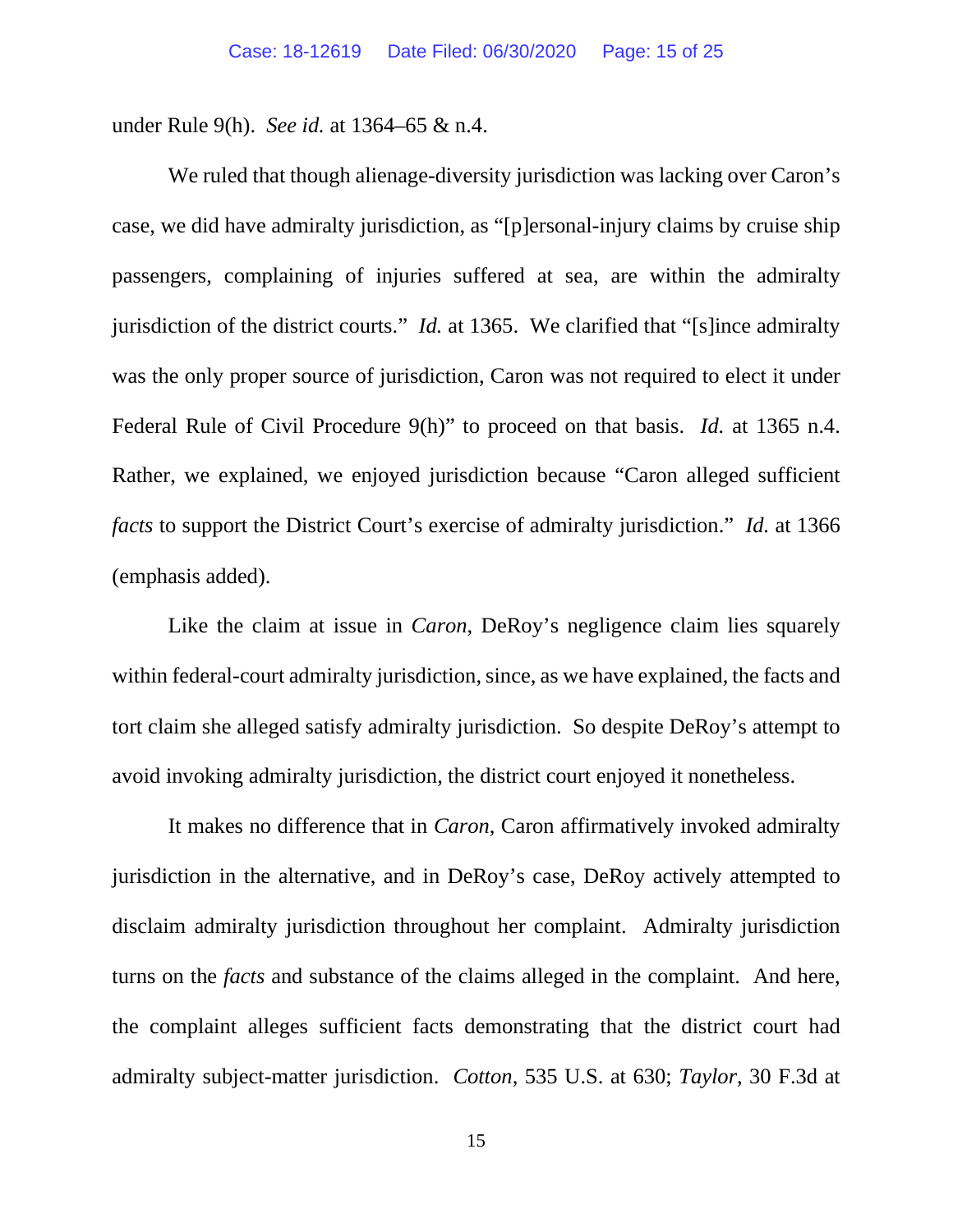under Rule 9(h). *See id.* at 1364–65 & n.4.

We ruled that though alienage-diversity jurisdiction was lacking over Caron's case, we did have admiralty jurisdiction, as "[p]ersonal-injury claims by cruise ship passengers, complaining of injuries suffered at sea, are within the admiralty jurisdiction of the district courts." *Id.* at 1365. We clarified that "[s]ince admiralty was the only proper source of jurisdiction, Caron was not required to elect it under Federal Rule of Civil Procedure 9(h)" to proceed on that basis. *Id.* at 1365 n.4. Rather, we explained, we enjoyed jurisdiction because "Caron alleged sufficient *facts* to support the District Court's exercise of admiralty jurisdiction." *Id.* at 1366 (emphasis added).

Like the claim at issue in *Caron*, DeRoy's negligence claim lies squarely within federal-court admiralty jurisdiction, since, as we have explained, the facts and tort claim she alleged satisfy admiralty jurisdiction. So despite DeRoy's attempt to avoid invoking admiralty jurisdiction, the district court enjoyed it nonetheless.

It makes no difference that in *Caron*, Caron affirmatively invoked admiralty jurisdiction in the alternative, and in DeRoy's case, DeRoy actively attempted to disclaim admiralty jurisdiction throughout her complaint. Admiralty jurisdiction turns on the *facts* and substance of the claims alleged in the complaint. And here, the complaint alleges sufficient facts demonstrating that the district court had admiralty subject-matter jurisdiction. *Cotton*, 535 U.S. at 630; *Taylor*, 30 F.3d at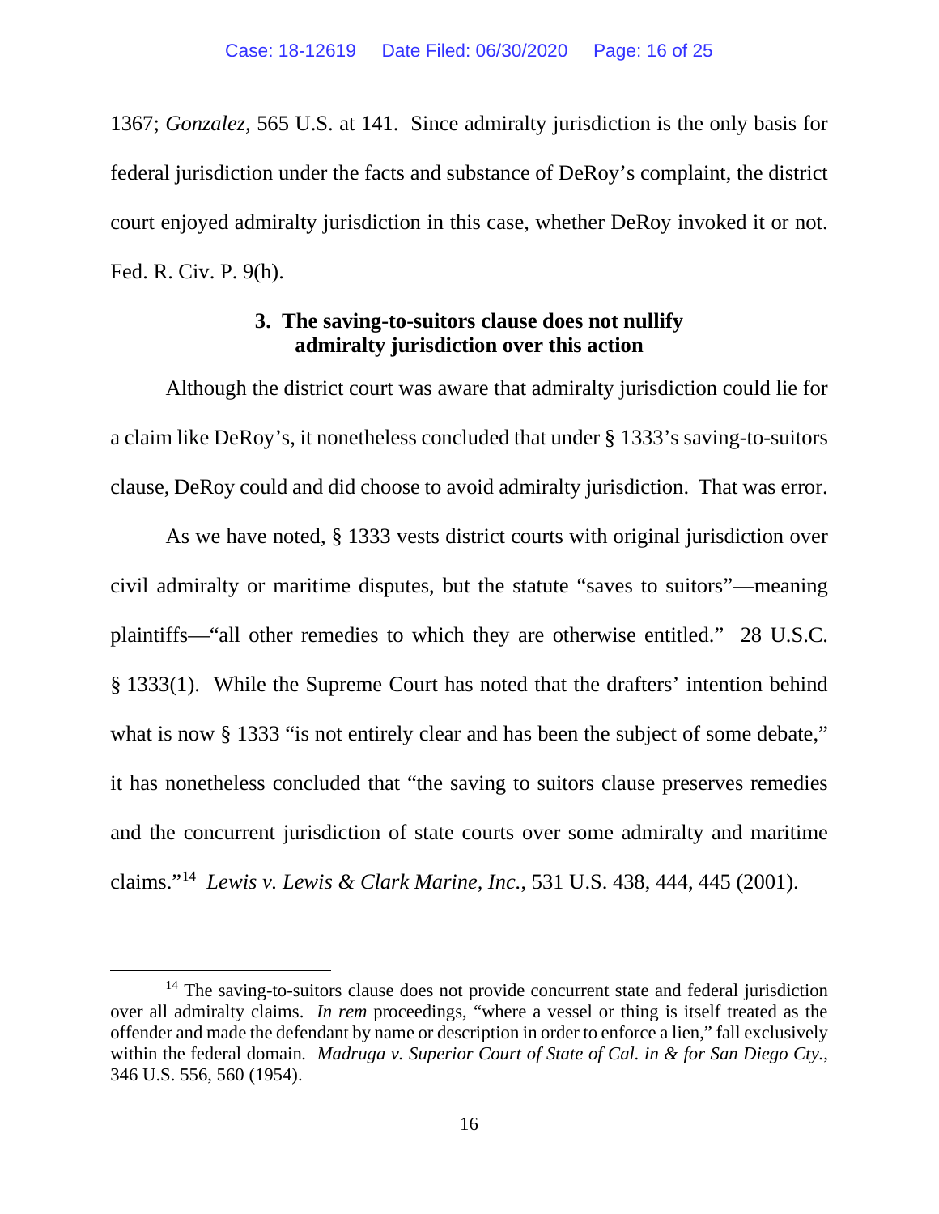1367; *Gonzalez*, 565 U.S. at 141. Since admiralty jurisdiction is the only basis for federal jurisdiction under the facts and substance of DeRoy's complaint, the district court enjoyed admiralty jurisdiction in this case, whether DeRoy invoked it or not. Fed. R. Civ. P. 9(h).

### 3. The saving-to-suitors clause does not nullify admiralty jurisdiction over this action

Although the district court was aware that admiralty jurisdiction could lie for a claim like DeRoy's, it nonetheless concluded that under § 1333's saving-to-suitors clause, DeRoy could and did choose to avoid admiralty jurisdiction. That was error.

As we have noted, § 1333 vests district courts with original jurisdiction over civil admiralty or maritime disputes, but the statute "saves to suitors"—meaning plaintiffs—"all other remedies to which they are otherwise entitled." 28 U.S.C. § 1333(1). While the Supreme Court has noted that the drafters' intention behind what is now § 1333 "is not entirely clear and has been the subject of some debate," it has nonetheless concluded that "the saving to suitors clause preserves remedies and the concurrent jurisdiction of state courts over some admiralty and maritime claims."[14] *Lewis v. Lewis & Clark Marine, Inc.*, 531 U.S. 438, 444, 445 (2001).

---

[14] The saving-to-suitors clause does not provide concurrent state and federal jurisdiction over all admiralty claims. *In rem* proceedings, "where a vessel or thing is itself treated as the offender and made the defendant by name or description in order to enforce a lien," fall exclusively within the federal domain. *Madruga v. Superior Court of State of Cal. in & for San Diego Cty.*, 346 U.S. 556, 560 (1954).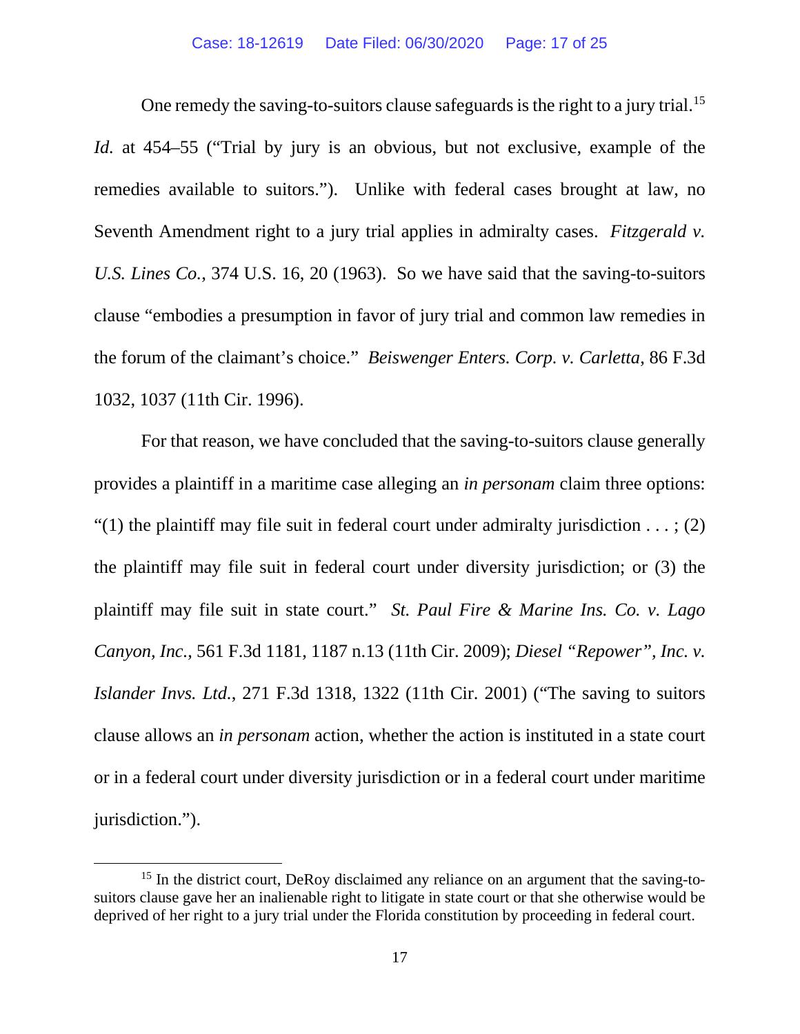One remedy the saving-to-suitors clause safeguards is the right to a jury trial.[15] *Id.* at 454–55 ("Trial by jury is an obvious, but not exclusive, example of the remedies available to suitors."). Unlike with federal cases brought at law, no Seventh Amendment right to a jury trial applies in admiralty cases. *Fitzgerald v. U.S. Lines Co.*, 374 U.S. 16, 20 (1963). So we have said that the saving-to-suitors clause "embodies a presumption in favor of jury trial and common law remedies in the forum of the claimant's choice." *Beiswenger Enters. Corp. v. Carletta*, 86 F.3d 1032, 1037 (11th Cir. 1996).

For that reason, we have concluded that the saving-to-suitors clause generally provides a plaintiff in a maritime case alleging an *in personam* claim three options: "(1) the plaintiff may file suit in federal court under admiralty jurisdiction . . . ; (2) the plaintiff may file suit in federal court under diversity jurisdiction; or (3) the plaintiff may file suit in state court." *St. Paul Fire & Marine Ins. Co. v. Lago Canyon, Inc.*, 561 F.3d 1181, 1187 n.13 (11th Cir. 2009); *Diesel "Repower", Inc. v. Islander Invs. Ltd.*, 271 F.3d 1318, 1322 (11th Cir. 2001) ("The saving to suitors clause allows an *in personam* action, whether the action is instituted in a state court or in a federal court under diversity jurisdiction or in a federal court under maritime jurisdiction.").

[15] In the district court, DeRoy disclaimed any reliance on an argument that the saving-to-suitors clause gave her an inalienable right to litigate in state court or that she otherwise would be deprived of her right to a jury trial under the Florida constitution by proceeding in federal court.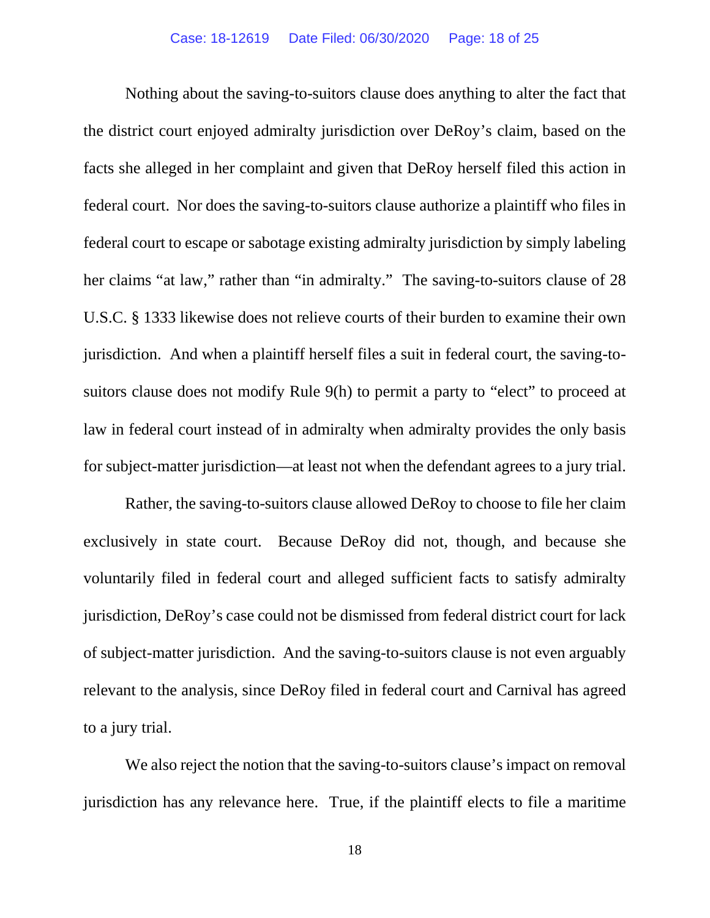Nothing about the saving-to-suitors clause does anything to alter the fact that the district court enjoyed admiralty jurisdiction over DeRoy's claim, based on the facts she alleged in her complaint and given that DeRoy herself filed this action in federal court. Nor does the saving-to-suitors clause authorize a plaintiff who files in federal court to escape or sabotage existing admiralty jurisdiction by simply labeling her claims "at law," rather than "in admiralty." The saving-to-suitors clause of 28 U.S.C. § 1333 likewise does not relieve courts of their burden to examine their own jurisdiction. And when a plaintiff herself files a suit in federal court, the saving-to-suitors clause does not modify Rule 9(h) to permit a party to "elect" to proceed at law in federal court instead of in admiralty when admiralty provides the only basis for subject-matter jurisdiction—at least not when the defendant agrees to a jury trial.

Rather, the saving-to-suitors clause allowed DeRoy to choose to file her claim exclusively in state court. Because DeRoy did not, though, and because she voluntarily filed in federal court and alleged sufficient facts to satisfy admiralty jurisdiction, DeRoy's case could not be dismissed from federal district court for lack of subject-matter jurisdiction. And the saving-to-suitors clause is not even arguably relevant to the analysis, since DeRoy filed in federal court and Carnival has agreed to a jury trial.

We also reject the notion that the saving-to-suitors clause's impact on removal jurisdiction has any relevance here. True, if the plaintiff elects to file a maritime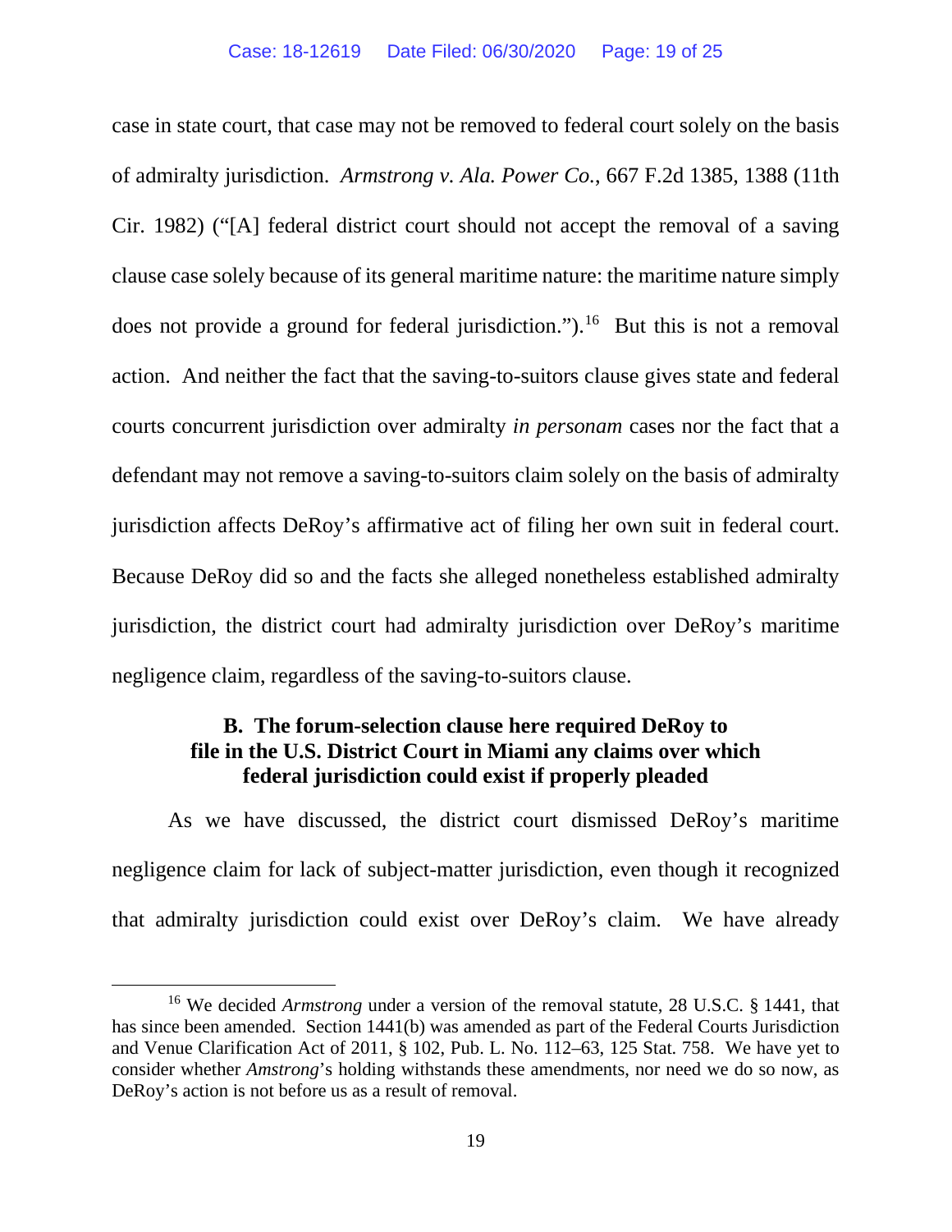case in state court, that case may not be removed to federal court solely on the basis of admiralty jurisdiction. *Armstrong v. Ala. Power Co.*, 667 F.2d 1385, 1388 (11th Cir. 1982) ("[A] federal district court should not accept the removal of a saving clause case solely because of its general maritime nature: the maritime nature simply does not provide a ground for federal jurisdiction.").[16] But this is not a removal action. And neither the fact that the saving-to-suitors clause gives state and federal courts concurrent jurisdiction over admiralty *in personam* cases nor the fact that a defendant may not remove a saving-to-suitors claim solely on the basis of admiralty jurisdiction affects DeRoy's affirmative act of filing her own suit in federal court. Because DeRoy did so and the facts she alleged nonetheless established admiralty jurisdiction, the district court had admiralty jurisdiction over DeRoy's maritime negligence claim, regardless of the saving-to-suitors clause.

### B. The forum-selection clause here required DeRoy to file in the U.S. District Court in Miami any claims over which federal jurisdiction could exist if properly pleaded

As we have discussed, the district court dismissed DeRoy's maritime negligence claim for lack of subject-matter jurisdiction, even though it recognized that admiralty jurisdiction could exist over DeRoy's claim. We have already

---

[16] We decided *Armstrong* under a version of the removal statute, 28 U.S.C. § 1441, that has since been amended. Section 1441(b) was amended as part of the Federal Courts Jurisdiction and Venue Clarification Act of 2011, § 102, Pub. L. No. 112–63, 125 Stat. 758. We have yet to consider whether *Amstrong*'s holding withstands these amendments, nor need we do so now, as DeRoy's action is not before us as a result of removal.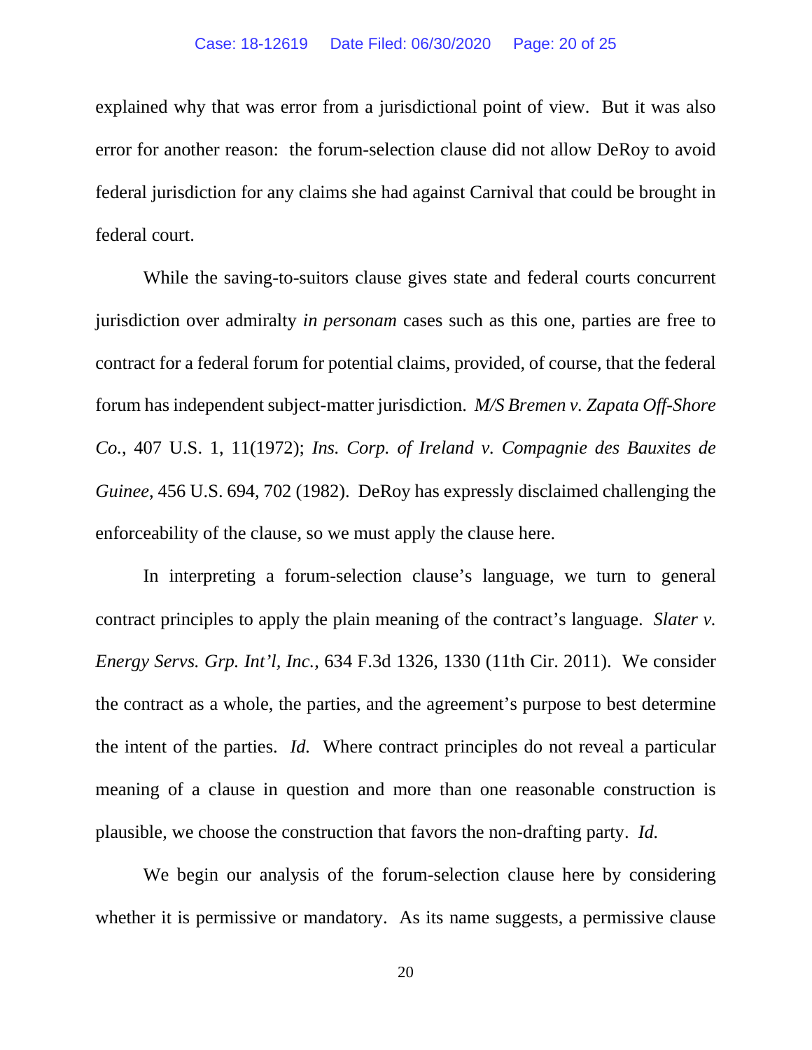explained why that was error from a jurisdictional point of view. But it was also error for another reason: the forum-selection clause did not allow DeRoy to avoid federal jurisdiction for any claims she had against Carnival that could be brought in federal court.

While the saving-to-suitors clause gives state and federal courts concurrent jurisdiction over admiralty *in personam* cases such as this one, parties are free to contract for a federal forum for potential claims, provided, of course, that the federal forum has independent subject-matter jurisdiction. *M/S Bremen v. Zapata Off-Shore Co.*, 407 U.S. 1, 11(1972); *Ins. Corp. of Ireland v. Compagnie des Bauxites de Guinee*, 456 U.S. 694, 702 (1982). DeRoy has expressly disclaimed challenging the enforceability of the clause, so we must apply the clause here.

In interpreting a forum-selection clause's language, we turn to general contract principles to apply the plain meaning of the contract's language. *Slater v. Energy Servs. Grp. Int'l, Inc.*, 634 F.3d 1326, 1330 (11th Cir. 2011). We consider the contract as a whole, the parties, and the agreement's purpose to best determine the intent of the parties. *Id.* Where contract principles do not reveal a particular meaning of a clause in question and more than one reasonable construction is plausible, we choose the construction that favors the non-drafting party. *Id.*

We begin our analysis of the forum-selection clause here by considering whether it is permissive or mandatory. As its name suggests, a permissive clause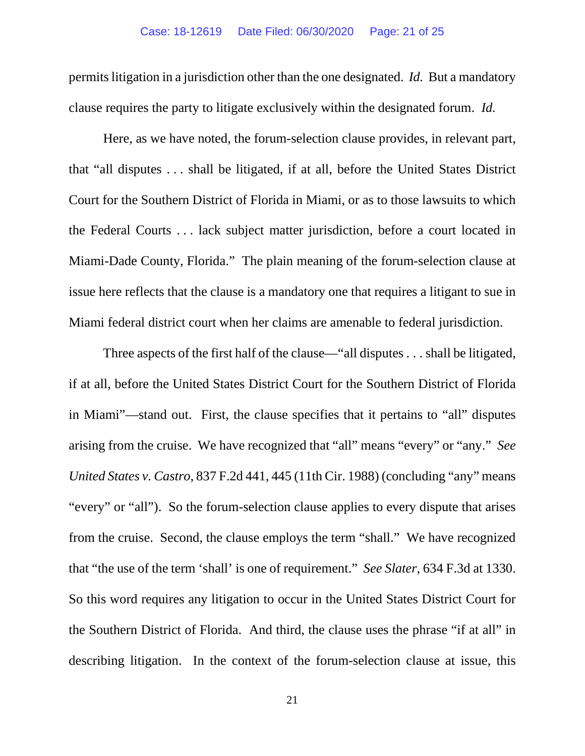permits litigation in a jurisdiction other than the one designated. *Id.* But a mandatory clause requires the party to litigate exclusively within the designated forum. *Id.*

Here, as we have noted, the forum-selection clause provides, in relevant part, that "all disputes . . . shall be litigated, if at all, before the United States District Court for the Southern District of Florida in Miami, or as to those lawsuits to which the Federal Courts . . . lack subject matter jurisdiction, before a court located in Miami-Dade County, Florida." The plain meaning of the forum-selection clause at issue here reflects that the clause is a mandatory one that requires a litigant to sue in Miami federal district court when her claims are amenable to federal jurisdiction.

Three aspects of the first half of the clause—"all disputes . . . shall be litigated, if at all, before the United States District Court for the Southern District of Florida in Miami"—stand out. First, the clause specifies that it pertains to "all" disputes arising from the cruise. We have recognized that "all" means "every" or "any." *See United States v. Castro*, 837 F.2d 441, 445 (11th Cir. 1988) (concluding "any" means "every" or "all"). So the forum-selection clause applies to every dispute that arises from the cruise. Second, the clause employs the term "shall." We have recognized that "the use of the term 'shall' is one of requirement." *See Slater*, 634 F.3d at 1330. So this word requires any litigation to occur in the United States District Court for the Southern District of Florida. And third, the clause uses the phrase "if at all" in describing litigation. In the context of the forum-selection clause at issue, this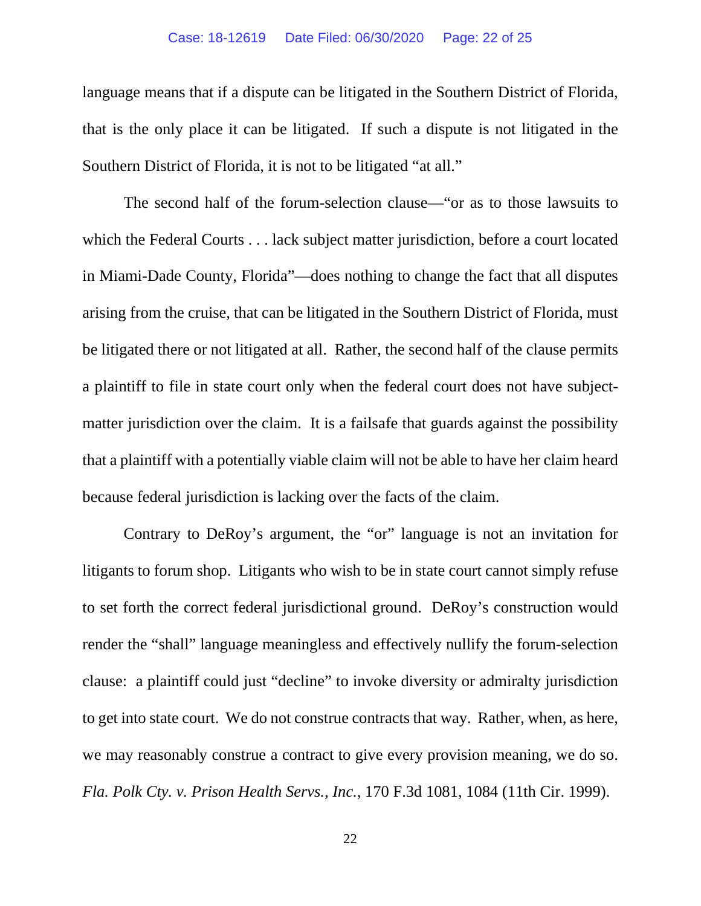language means that if a dispute can be litigated in the Southern District of Florida, that is the only place it can be litigated. If such a dispute is not litigated in the Southern District of Florida, it is not to be litigated "at all."

The second half of the forum-selection clause—"or as to those lawsuits to which the Federal Courts . . . lack subject matter jurisdiction, before a court located in Miami-Dade County, Florida"—does nothing to change the fact that all disputes arising from the cruise, that can be litigated in the Southern District of Florida, must be litigated there or not litigated at all. Rather, the second half of the clause permits a plaintiff to file in state court only when the federal court does not have subject-matter jurisdiction over the claim. It is a failsafe that guards against the possibility that a plaintiff with a potentially viable claim will not be able to have her claim heard because federal jurisdiction is lacking over the facts of the claim.

Contrary to DeRoy's argument, the "or" language is not an invitation for litigants to forum shop. Litigants who wish to be in state court cannot simply refuse to set forth the correct federal jurisdictional ground. DeRoy's construction would render the "shall" language meaningless and effectively nullify the forum-selection clause: a plaintiff could just "decline" to invoke diversity or admiralty jurisdiction to get into state court. We do not construe contracts that way. Rather, when, as here, we may reasonably construe a contract to give every provision meaning, we do so. *Fla. Polk Cty. v. Prison Health Servs., Inc.*, 170 F.3d 1081, 1084 (11th Cir. 1999).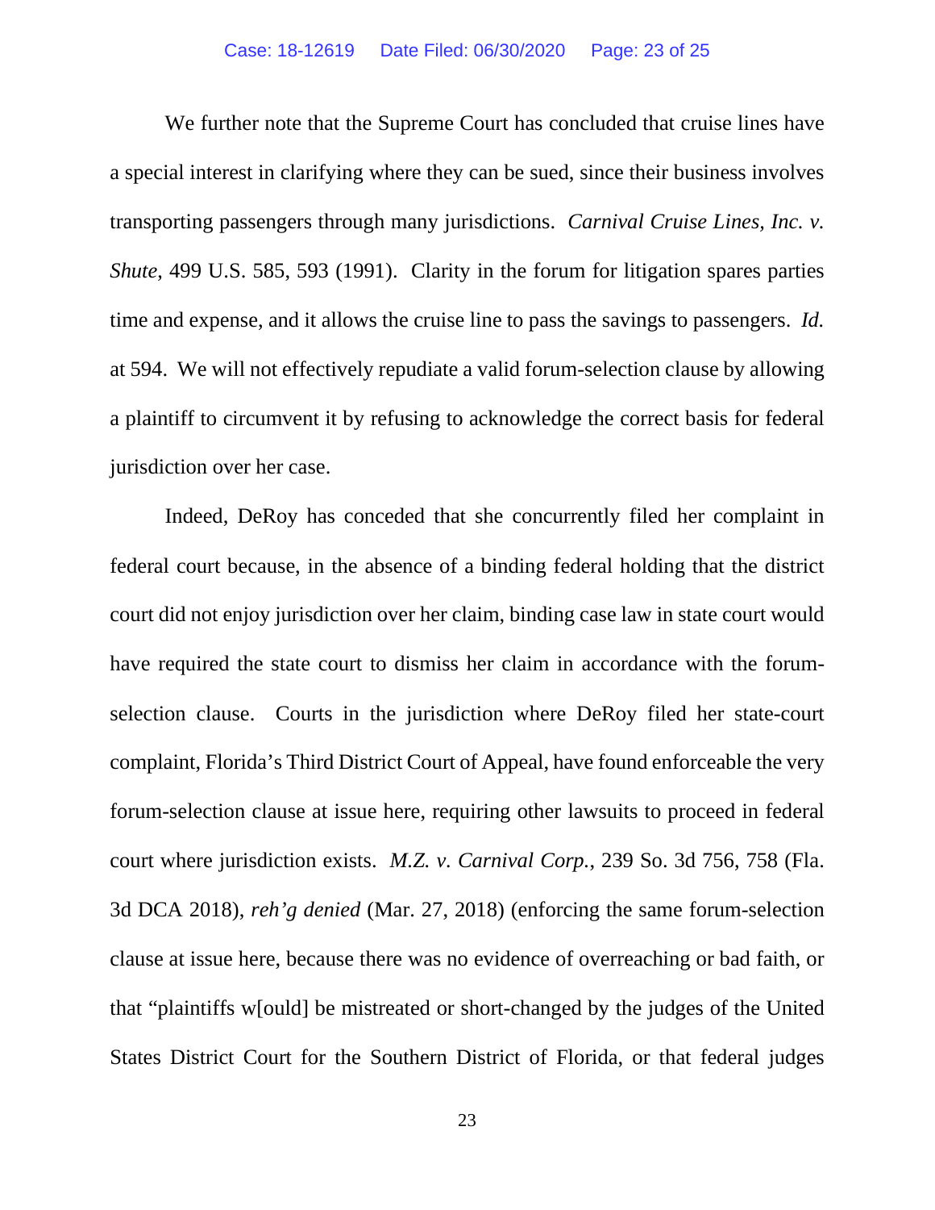We further note that the Supreme Court has concluded that cruise lines have a special interest in clarifying where they can be sued, since their business involves transporting passengers through many jurisdictions. *Carnival Cruise Lines, Inc. v. Shute*, 499 U.S. 585, 593 (1991). Clarity in the forum for litigation spares parties time and expense, and it allows the cruise line to pass the savings to passengers. *Id.* at 594. We will not effectively repudiate a valid forum-selection clause by allowing a plaintiff to circumvent it by refusing to acknowledge the correct basis for federal jurisdiction over her case.

Indeed, DeRoy has conceded that she concurrently filed her complaint in federal court because, in the absence of a binding federal holding that the district court did not enjoy jurisdiction over her claim, binding case law in state court would have required the state court to dismiss her claim in accordance with the forum-selection clause. Courts in the jurisdiction where DeRoy filed her state-court complaint, Florida's Third District Court of Appeal, have found enforceable the very forum-selection clause at issue here, requiring other lawsuits to proceed in federal court where jurisdiction exists. *M.Z. v. Carnival Corp.*, 239 So. 3d 756, 758 (Fla. 3d DCA 2018), *reh'g denied* (Mar. 27, 2018) (enforcing the same forum-selection clause at issue here, because there was no evidence of overreaching or bad faith, or that "plaintiffs w[ould] be mistreated or short-changed by the judges of the United States District Court for the Southern District of Florida, or that federal judges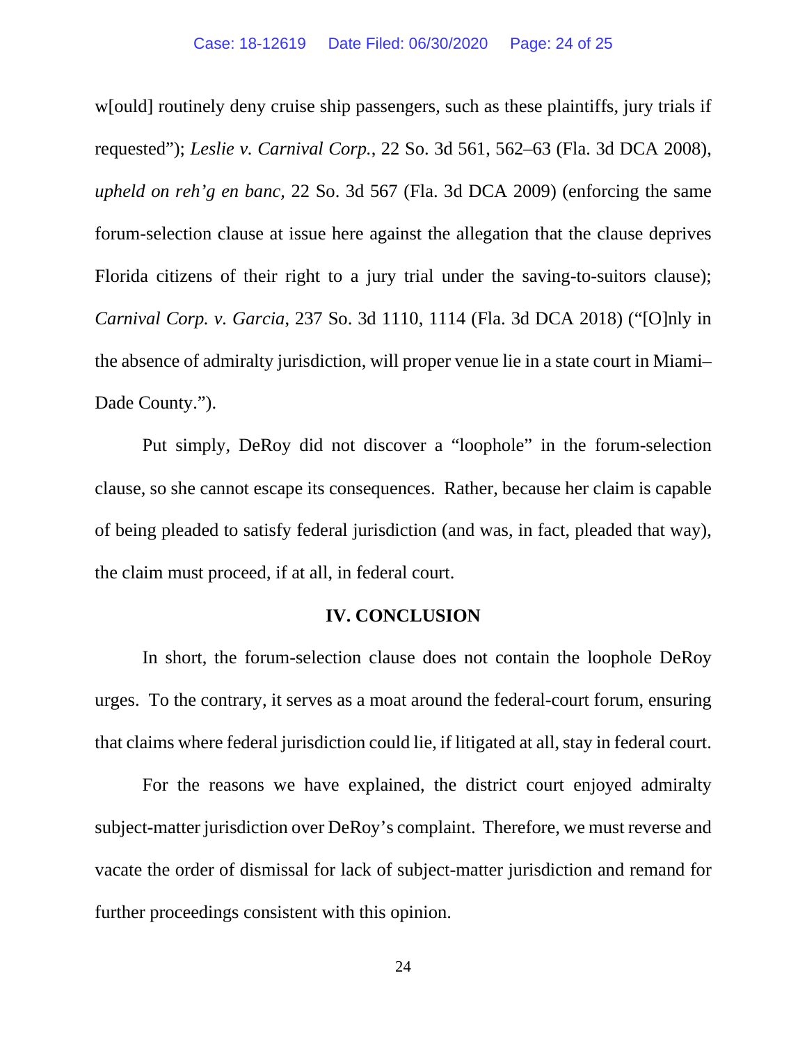w[ould] routinely deny cruise ship passengers, such as these plaintiffs, jury trials if requested"); *Leslie v. Carnival Corp.*, 22 So. 3d 561, 562–63 (Fla. 3d DCA 2008), *upheld on reh'g en banc*, 22 So. 3d 567 (Fla. 3d DCA 2009) (enforcing the same forum-selection clause at issue here against the allegation that the clause deprives Florida citizens of their right to a jury trial under the saving-to-suitors clause); *Carnival Corp. v. Garcia*, 237 So. 3d 1110, 1114 (Fla. 3d DCA 2018) ("[O]nly in the absence of admiralty jurisdiction, will proper venue lie in a state court in Miami–Dade County.").

Put simply, DeRoy did not discover a "loophole" in the forum-selection clause, so she cannot escape its consequences. Rather, because her claim is capable of being pleaded to satisfy federal jurisdiction (and was, in fact, pleaded that way), the claim must proceed, if at all, in federal court.

## IV. CONCLUSION

In short, the forum-selection clause does not contain the loophole DeRoy urges. To the contrary, it serves as a moat around the federal-court forum, ensuring that claims where federal jurisdiction could lie, if litigated at all, stay in federal court.

For the reasons we have explained, the district court enjoyed admiralty subject-matter jurisdiction over DeRoy's complaint. Therefore, we must reverse and vacate the order of dismissal for lack of subject-matter jurisdiction and remand for further proceedings consistent with this opinion.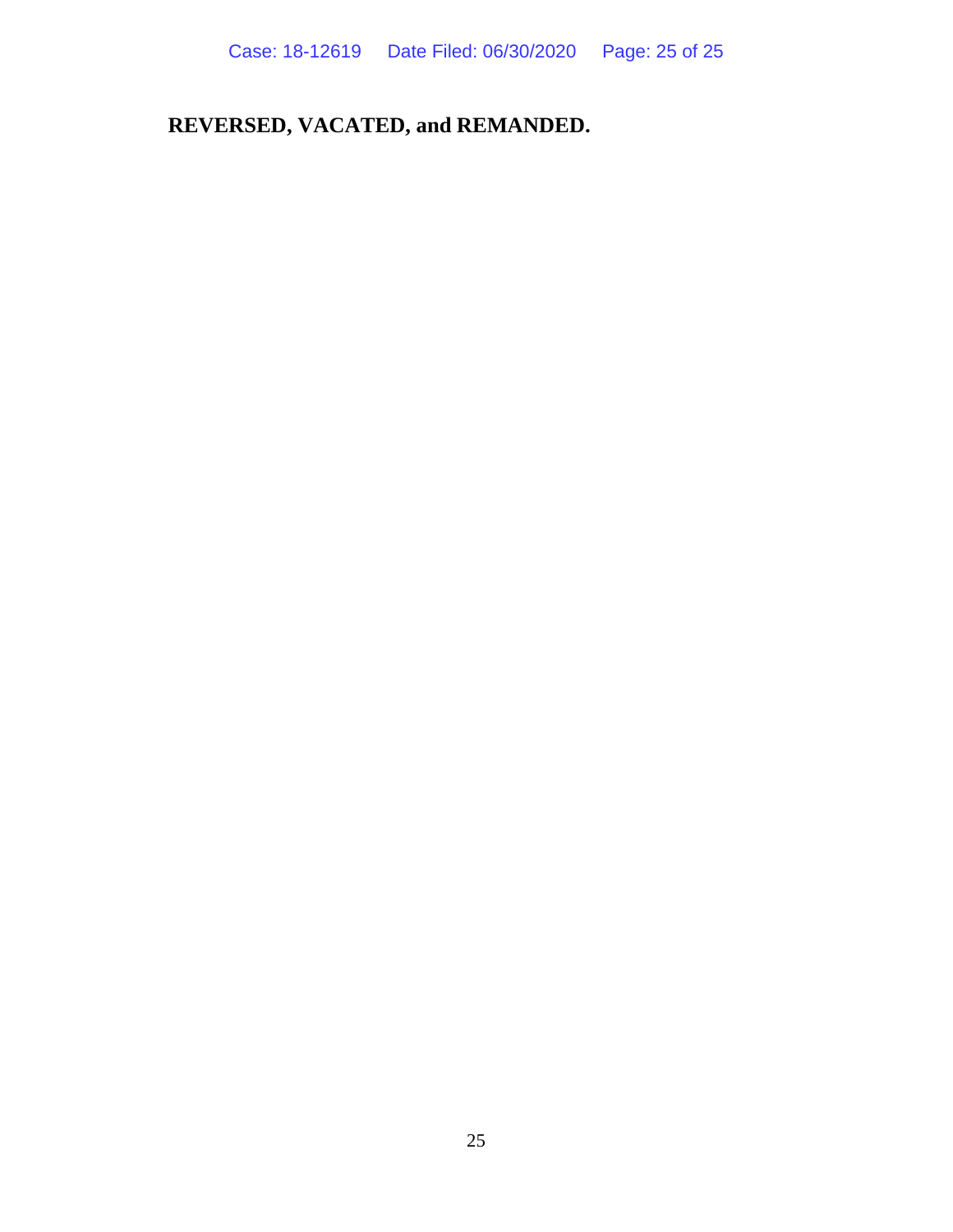**REVERSED, VACATED, and REMANDED.**